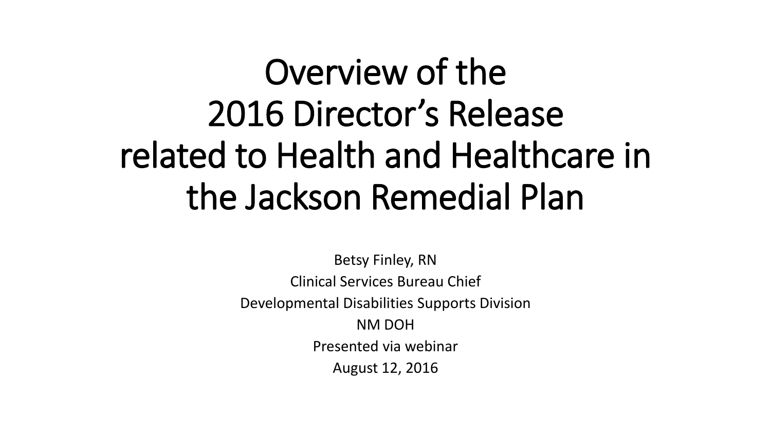# Overview of the 2016 Director's Release related to Health and Healthcare in the Jackson Remedial Plan

Betsy Finley, RN

Clinical Services Bureau Chief

Developmental Disabilities Supports Division

NM DOH

Presented via webinar

August 12, 2016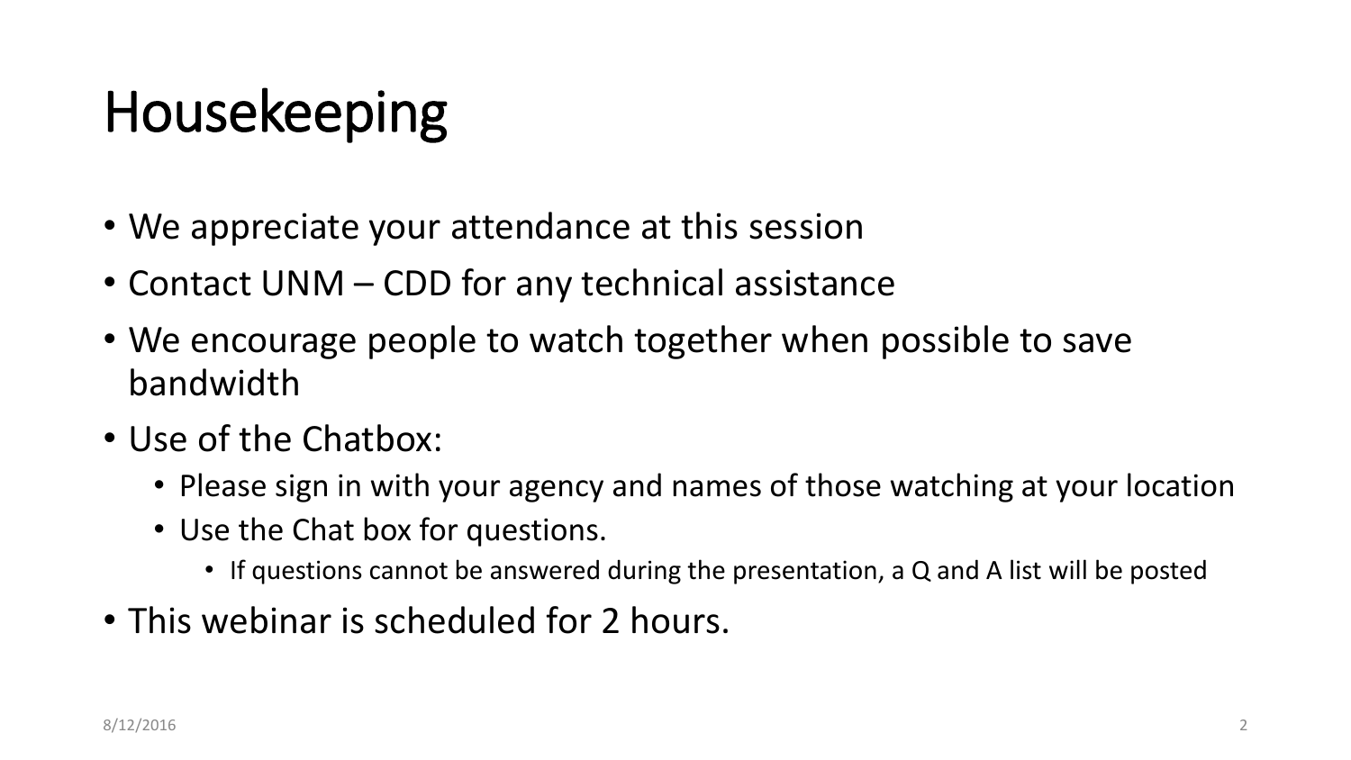# Housekeeping

- We appreciate your attendance at this session
- Contact UNM – CDD for any technical assistance
- We encourage people to watch together when possible to save bandwidth
- Use of the Chatbox:
  - Please sign in with your agency and names of those watching at your location
  - Use the Chat box for questions.
    - If questions cannot be answered during the presentation, a Q and A list will be posted
- This webinar is scheduled for 2 hours.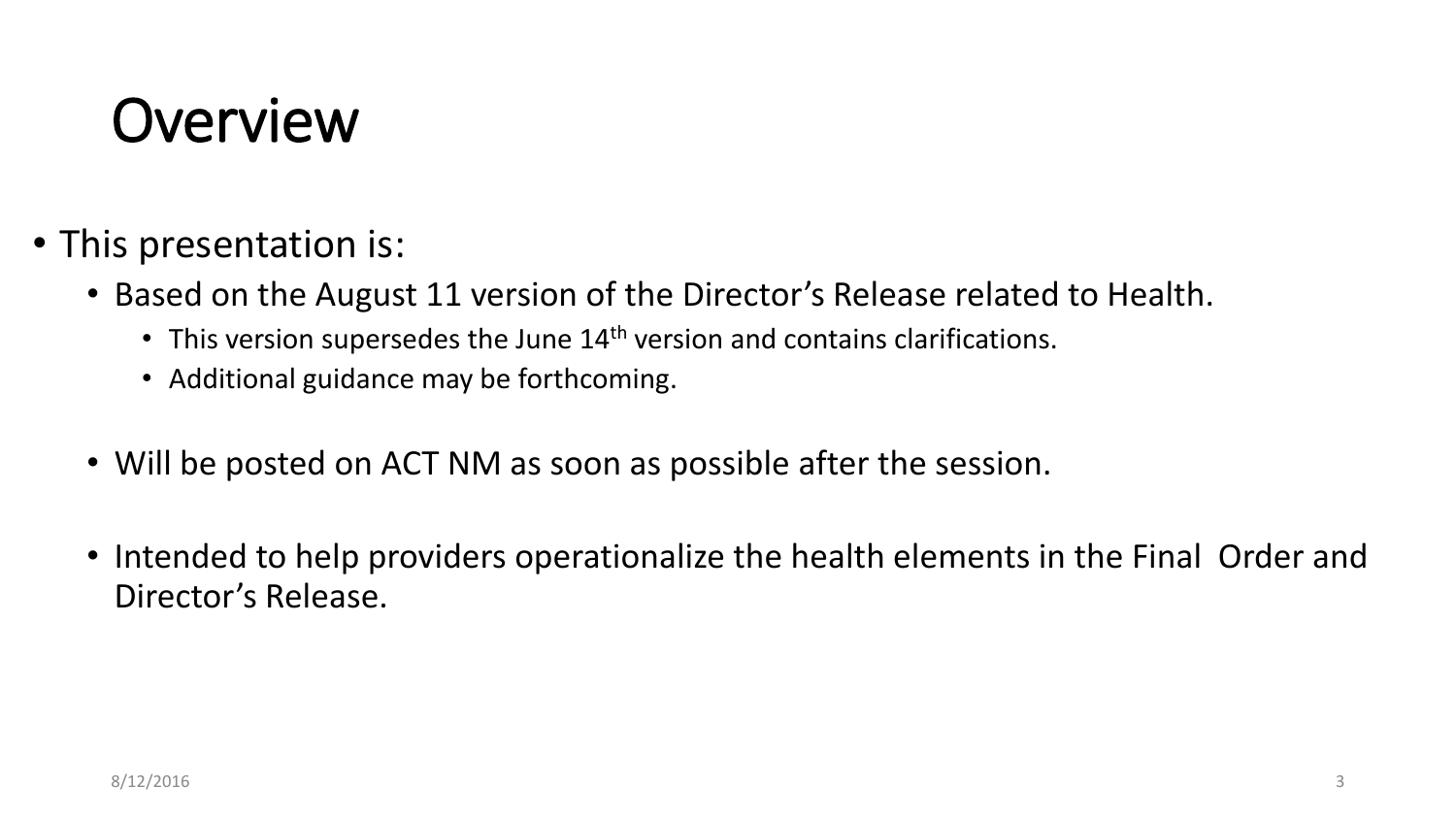# Overview

- This presentation is:
  - Based on the August 11 version of the Director's Release related to Health.
    - This version supersedes the June 14th version and contains clarifications.
    - Additional guidance may be forthcoming.
  - Will be posted on ACT NM as soon as possible after the session.
  - Intended to help providers operationalize the health elements in the Final Order and Director's Release.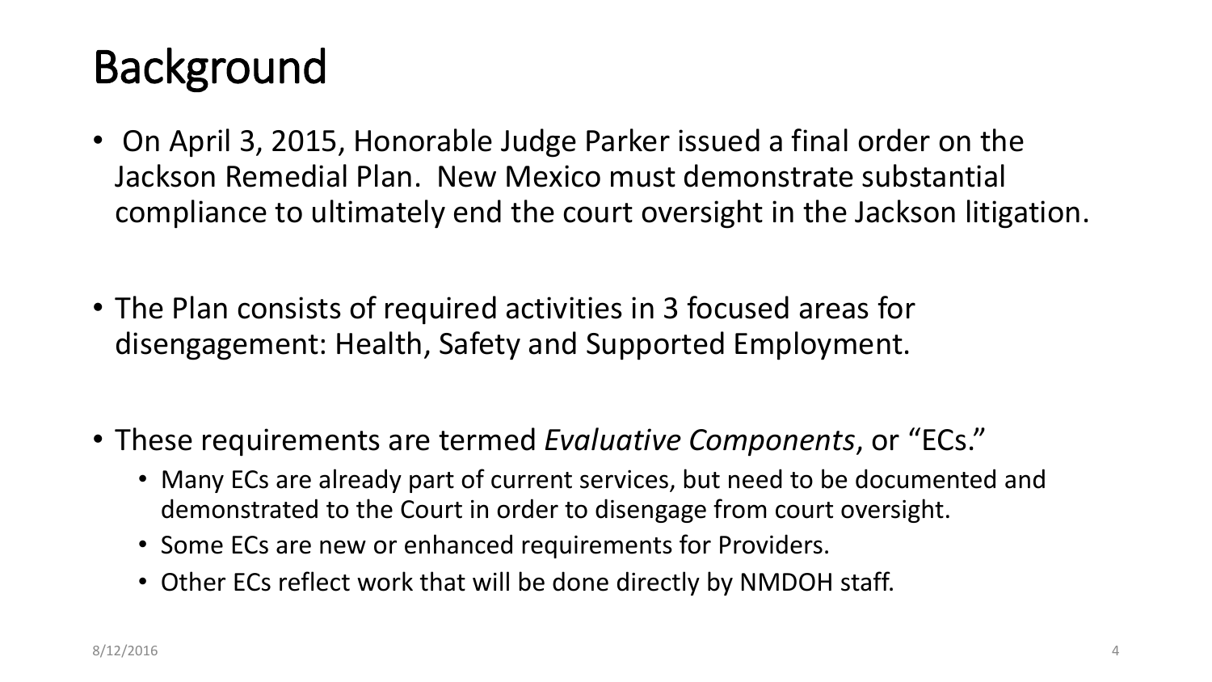# Background

- On April 3, 2015, Honorable Judge Parker issued a final order on the Jackson Remedial Plan. New Mexico must demonstrate substantial compliance to ultimately end the court oversight in the Jackson litigation.
- The Plan consists of required activities in 3 focused areas for disengagement: Health, Safety and Supported Employment.
- These requirements are termed *Evaluative Components*, or "ECs."
  - Many ECs are already part of current services, but need to be documented and demonstrated to the Court in order to disengage from court oversight.
  - Some ECs are new or enhanced requirements for Providers.
  - Other ECs reflect work that will be done directly by NMDOH staff.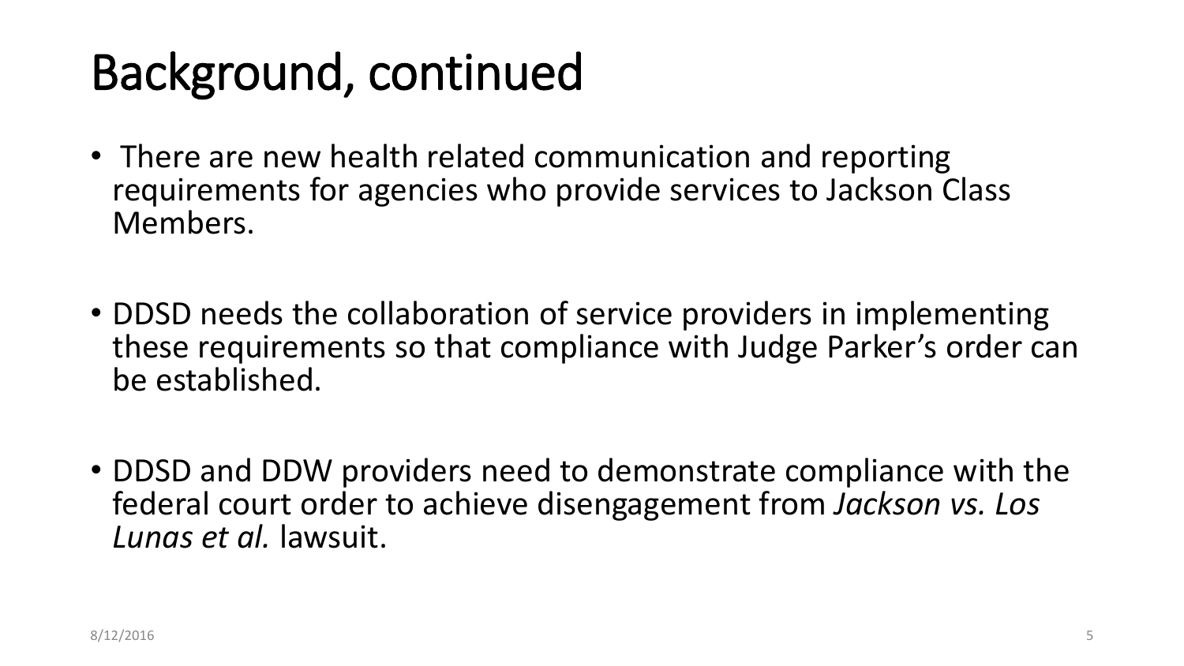# Background, continued

- There are new health related communication and reporting requirements for agencies who provide services to Jackson Class Members.

- DDSD needs the collaboration of service providers in implementing these requirements so that compliance with Judge Parker's order can be established.

- DDSD and DDW providers need to demonstrate compliance with the federal court order to achieve disengagement from *Jackson vs. Los Lunas et al.* lawsuit.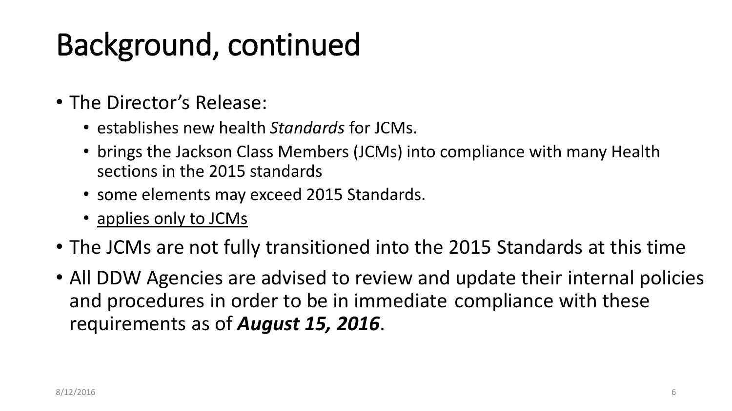# Background, continued

- The Director's Release:
  - establishes new health *Standards* for JCMs.
  - brings the Jackson Class Members (JCMs) into compliance with many Health sections in the 2015 standards
  - some elements may exceed 2015 Standards.
  - <u>applies only to JCMs</u>
- The JCMs are not fully transitioned into the 2015 Standards at this time
- All DDW Agencies are advised to review and update their internal policies and procedures in order to be in immediate compliance with these requirements as of ***August 15, 2016***.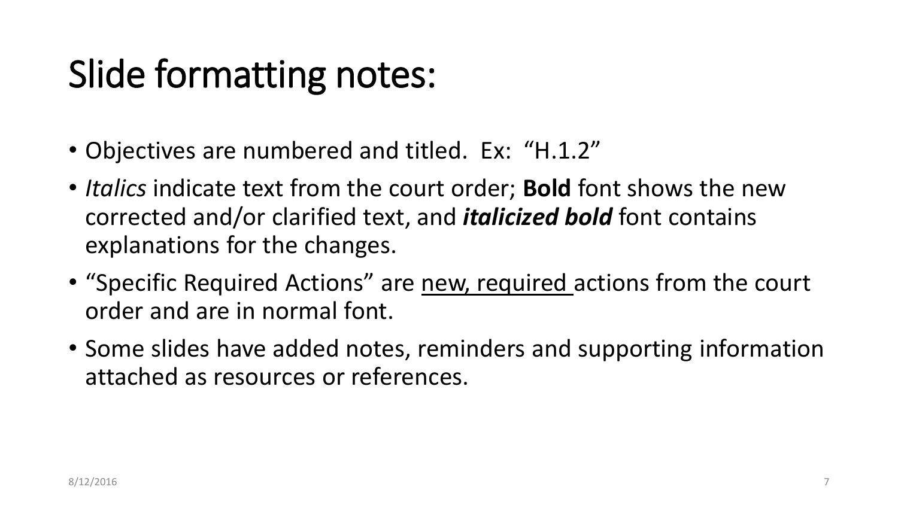# Slide formatting notes:

- Objectives are numbered and titled. Ex: "H.1.2"
- *Italics* indicate text from the court order; **Bold** font shows the new corrected and/or clarified text, and ***italicized bold*** font contains explanations for the changes.
- "Specific Required Actions" are <u>new, required</u> actions from the court order and are in normal font.
- Some slides have added notes, reminders and supporting information attached as resources or references.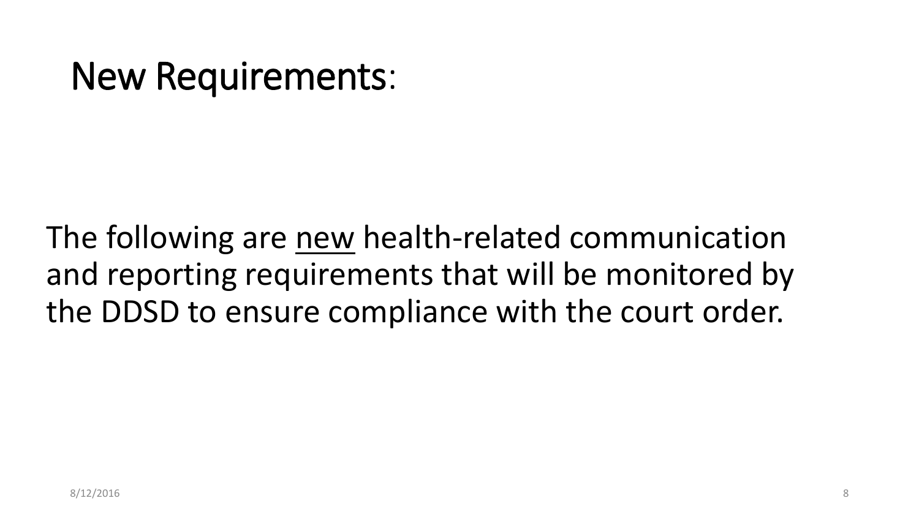# New Requirements:

The following are <u>new</u> health-related communication and reporting requirements that will be monitored by the DDSD to ensure compliance with the court order.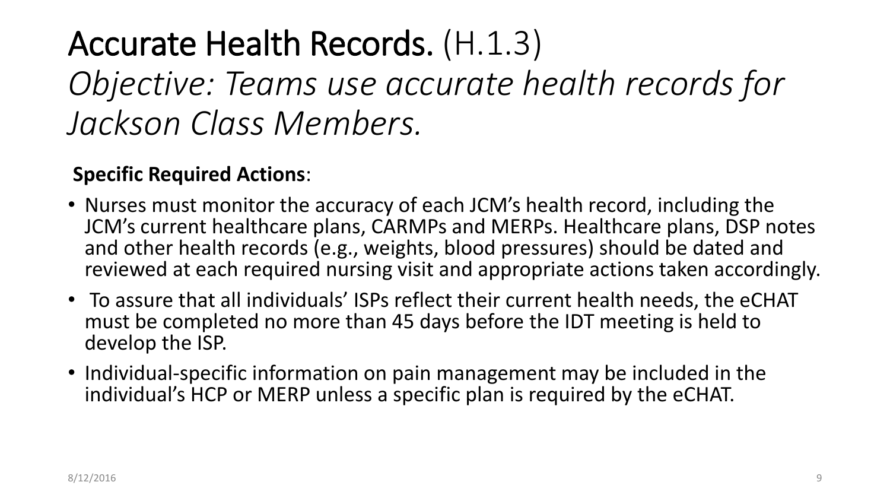# Accurate Health Records. (H.1.3)

*Objective: Teams use accurate health records for Jackson Class Members.*

**Specific Required Actions**:

- Nurses must monitor the accuracy of each JCM's health record, including the JCM's current healthcare plans, CARMPs and MERPs. Healthcare plans, DSP notes and other health records (e.g., weights, blood pressures) should be dated and reviewed at each required nursing visit and appropriate actions taken accordingly.
- To assure that all individuals' ISPs reflect their current health needs, the eCHAT must be completed no more than 45 days before the IDT meeting is held to develop the ISP.
- Individual-specific information on pain management may be included in the individual's HCP or MERP unless a specific plan is required by the eCHAT.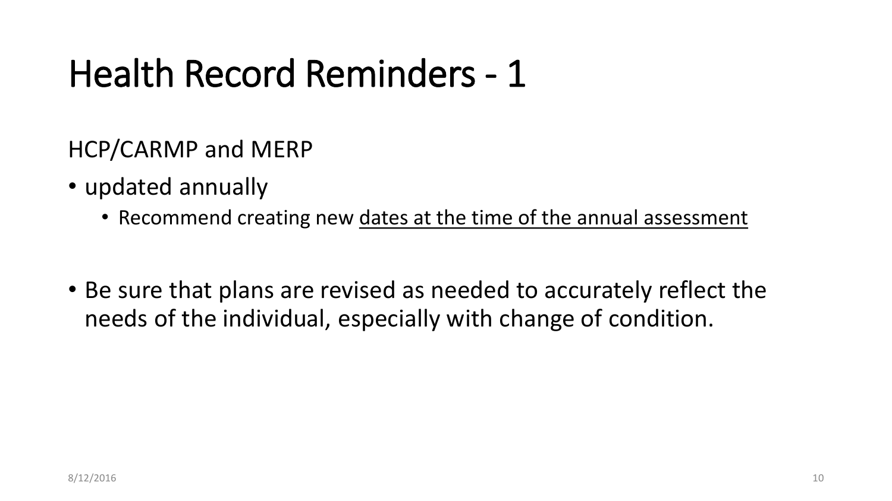# Health Record Reminders - 1

HCP/CARMP and MERP

- updated annually
  - Recommend creating new <u>dates at the time of the annual assessment</u>

- Be sure that plans are revised as needed to accurately reflect the needs of the individual, especially with change of condition.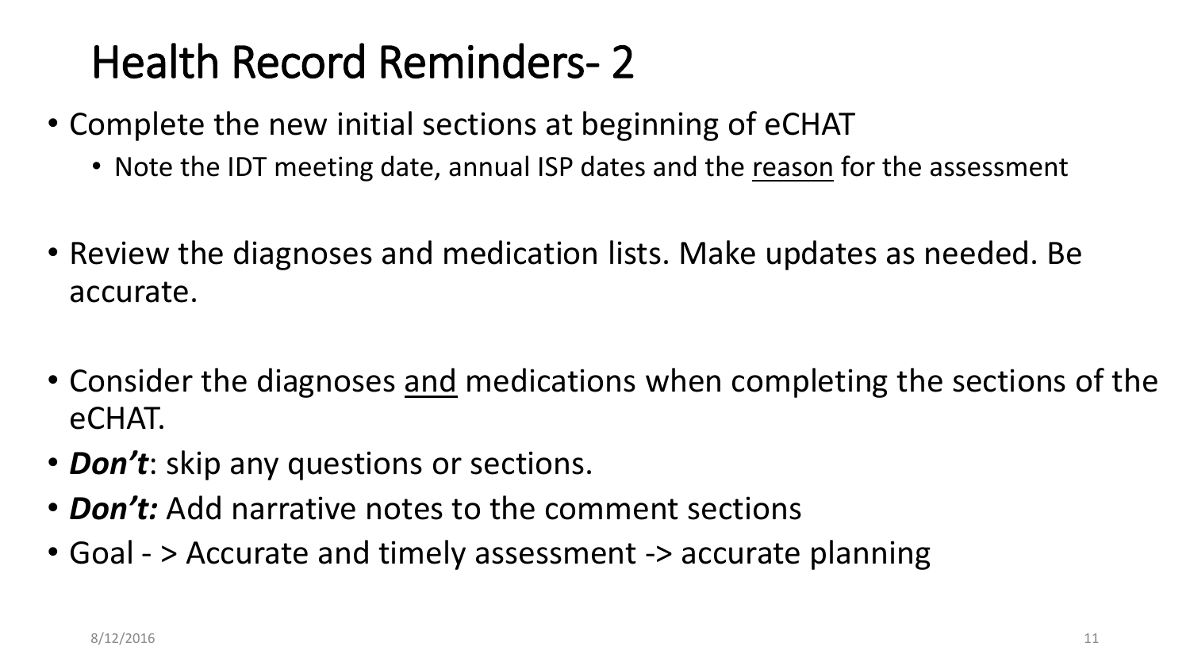# Health Record Reminders- 2

- Complete the new initial sections at beginning of eCHAT
  - Note the IDT meeting date, annual ISP dates and the <u>reason</u> for the assessment
- Review the diagnoses and medication lists. Make updates as needed. Be accurate.
- Consider the diagnoses <u>and</u> medications when completing the sections of the eCHAT.
- ***Don't***: skip any questions or sections.
- ***Don't:*** Add narrative notes to the comment sections
- Goal - > Accurate and timely assessment -> accurate planning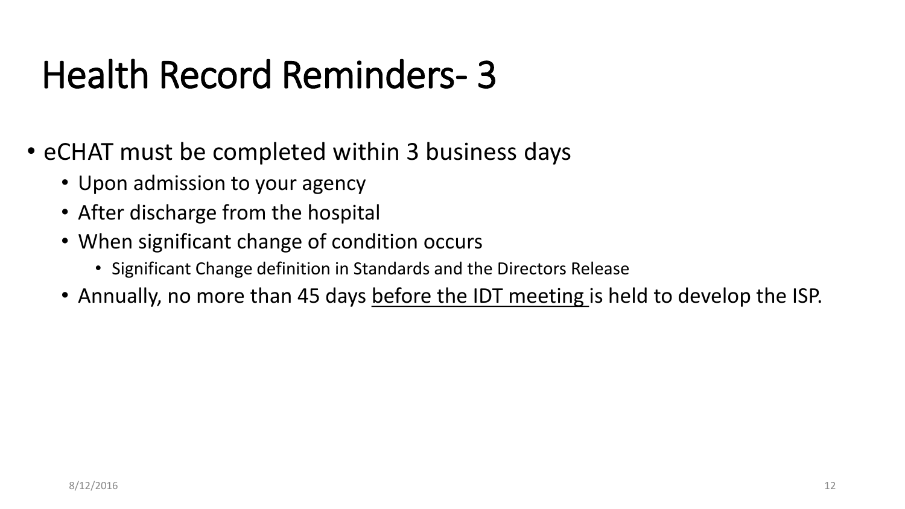# Health Record Reminders- 3

- eCHAT must be completed within 3 business days
  - Upon admission to your agency
  - After discharge from the hospital
  - When significant change of condition occurs
    - Significant Change definition in Standards and the Directors Release
  - Annually, no more than 45 days <u>before the IDT meeting</u> is held to develop the ISP.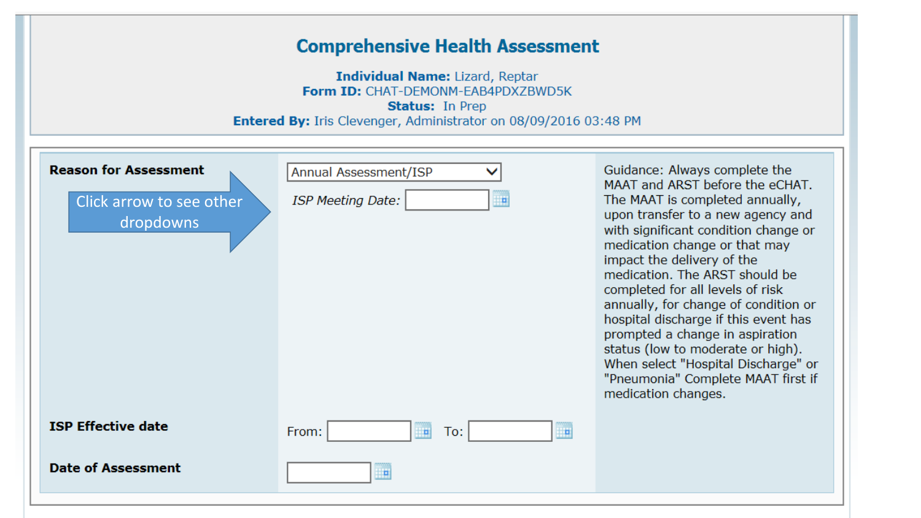## Comprehensive Health Assessment

**Individual Name:** Lizard, Reptar
**Form ID:** CHAT-DEMONM-EAB4PDXZBWD5K
**Status:** In Prep
**Entered By:** Iris Clevenger, Administrator on 08/09/2016 03:48 PM

| | | |
|---|---|---|
| **Reason for Assessment** <br> Click arrow to see other dropdowns | Annual Assessment/ISP <br> *ISP Meeting Date:* | Guidance: Always complete the MAAT and ARST before the eCHAT. The MAAT is completed annually, upon transfer to a new agency and with significant condition change or medication change or that may impact the delivery of the medication. The ARST should be completed for all levels of risk annually, for change of condition or hospital discharge if this event has prompted a change in aspiration status (low to moderate or high). When select "Hospital Discharge" or "Pneumonia" Complete MAAT first if medication changes. |
| **ISP Effective date** | From: To: | |
| **Date of Assessment** | | |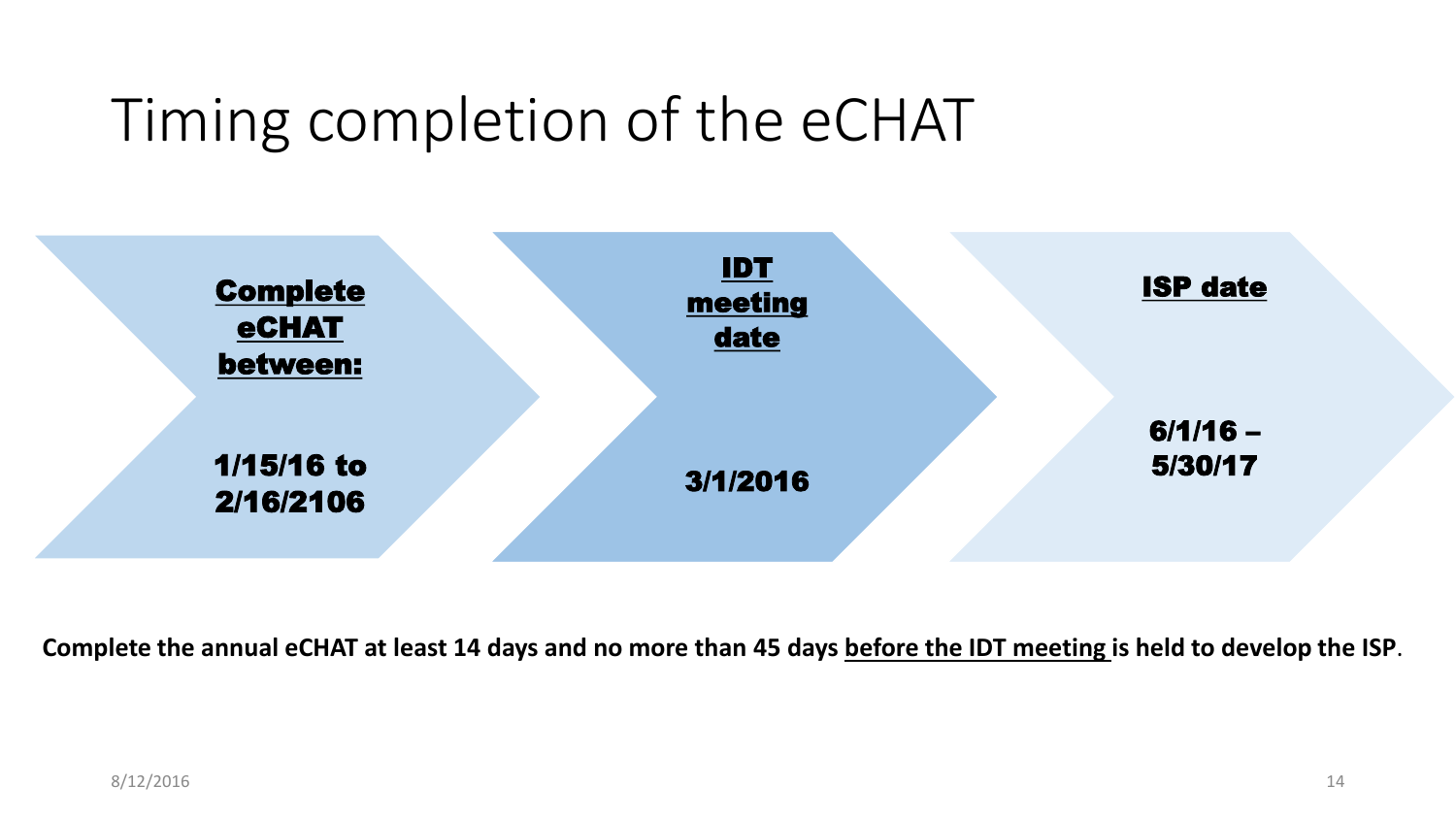# Timing completion of the eCHAT

**Complete eCHAT between:**

**1/15/16 to 2/16/2106**

**IDT meeting date**

**3/1/2016**

**ISP date**

**6/1/16 – 5/30/17**

**Complete the annual eCHAT at least 14 days and no more than 45 days before the IDT meeting is held to develop the ISP**.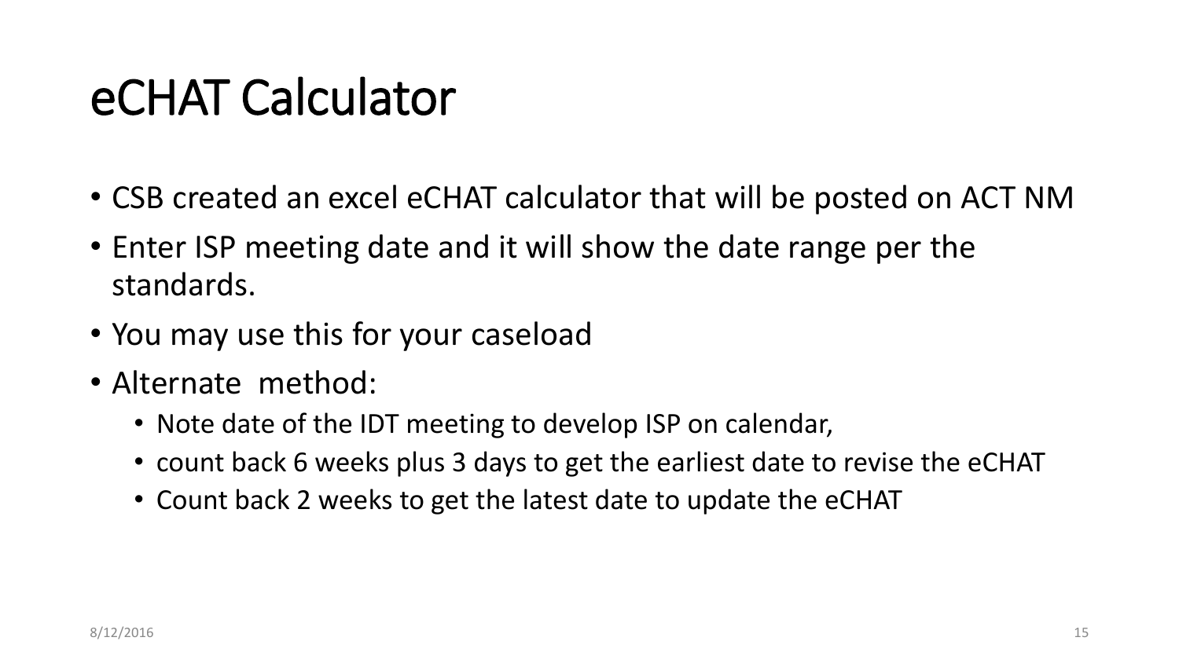# eCHAT Calculator

- CSB created an excel eCHAT calculator that will be posted on ACT NM
- Enter ISP meeting date and it will show the date range per the standards.
- You may use this for your caseload
- Alternate method:
  - Note date of the IDT meeting to develop ISP on calendar,
  - count back 6 weeks plus 3 days to get the earliest date to revise the eCHAT
  - Count back 2 weeks to get the latest date to update the eCHAT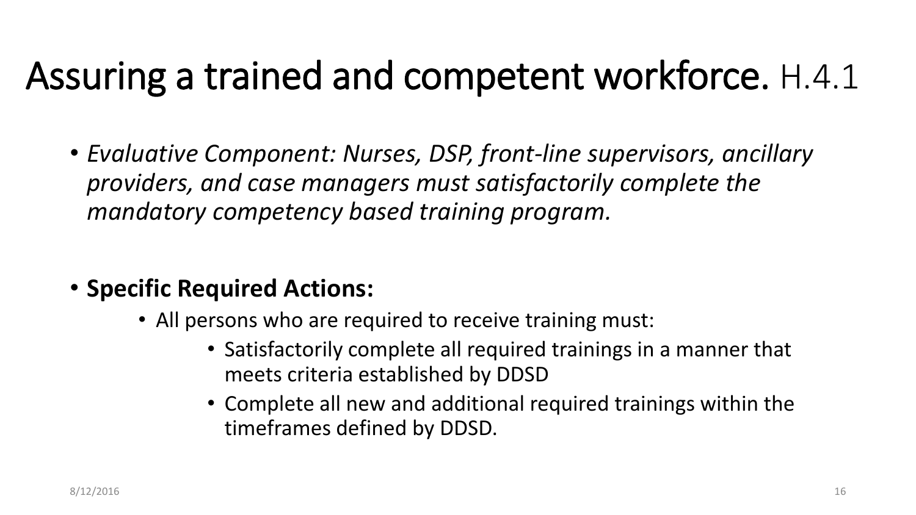# Assuring a trained and competent workforce. H.4.1

- *Evaluative Component: Nurses, DSP, front-line supervisors, ancillary providers, and case managers must satisfactorily complete the mandatory competency based training program.*

- **Specific Required Actions:**
  - All persons who are required to receive training must:
    - Satisfactorily complete all required trainings in a manner that meets criteria established by DDSD
    - Complete all new and additional required trainings within the timeframes defined by DDSD.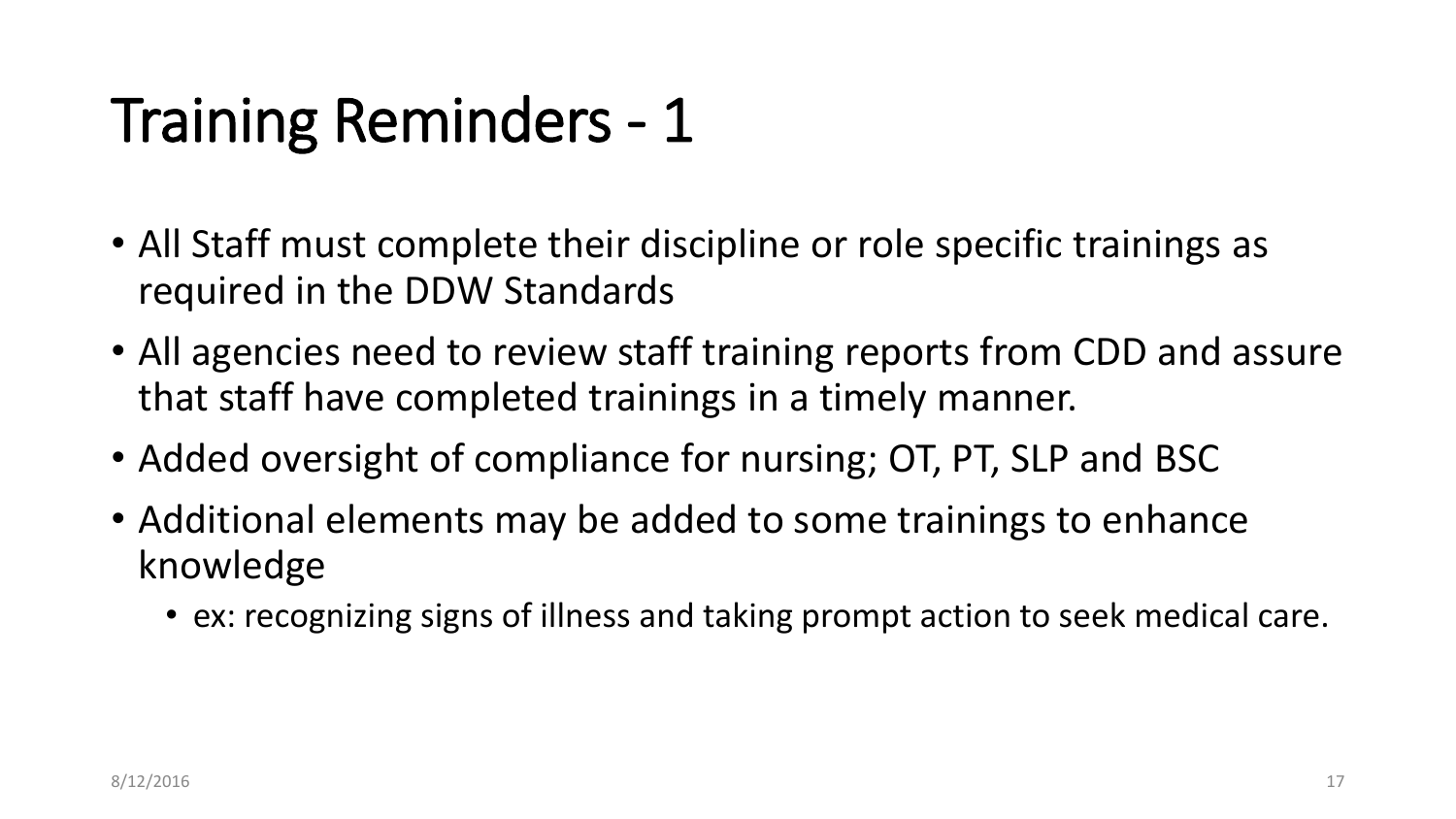# Training Reminders - 1

- All Staff must complete their discipline or role specific trainings as required in the DDW Standards
- All agencies need to review staff training reports from CDD and assure that staff have completed trainings in a timely manner.
- Added oversight of compliance for nursing; OT, PT, SLP and BSC
- Additional elements may be added to some trainings to enhance knowledge
  - ex: recognizing signs of illness and taking prompt action to seek medical care.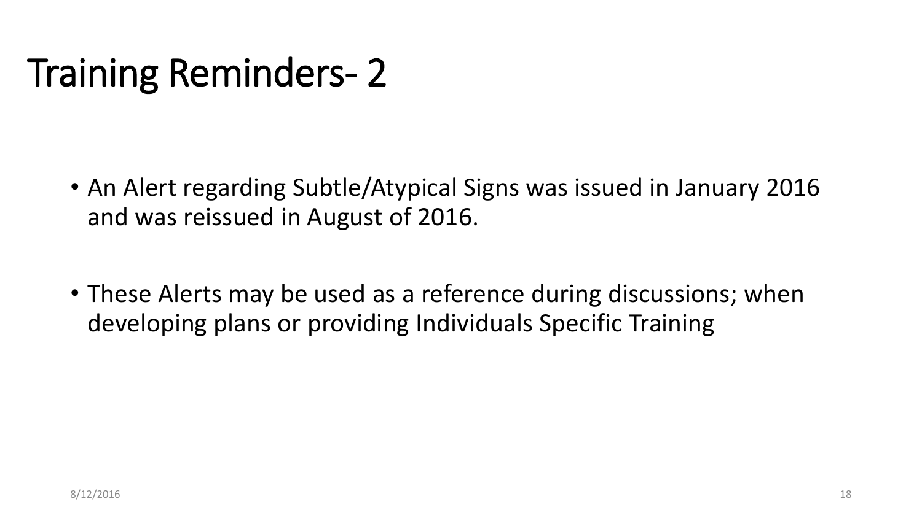# Training Reminders- 2

- An Alert regarding Subtle/Atypical Signs was issued in January 2016 and was reissued in August of 2016.
- These Alerts may be used as a reference during discussions; when developing plans or providing Individuals Specific Training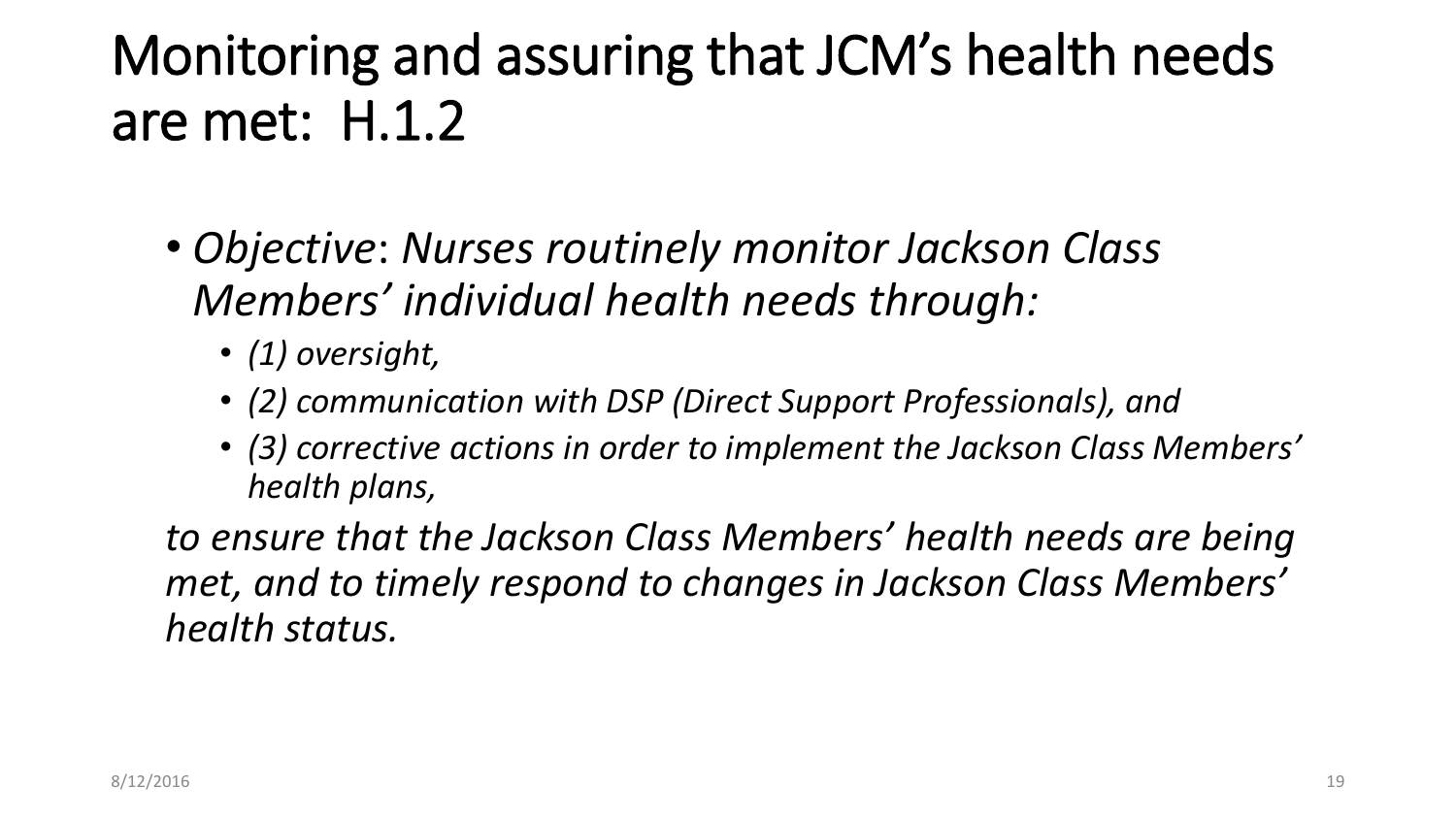# Monitoring and assuring that JCM's health needs are met: H.1.2

- *Objective*: *Nurses routinely monitor Jackson Class Members' individual health needs through:*
  - *(1) oversight,*
  - *(2) communication with DSP (Direct Support Professionals), and*
  - *(3) corrective actions in order to implement the Jackson Class Members' health plans,*

  *to ensure that the Jackson Class Members' health needs are being met, and to timely respond to changes in Jackson Class Members' health status.*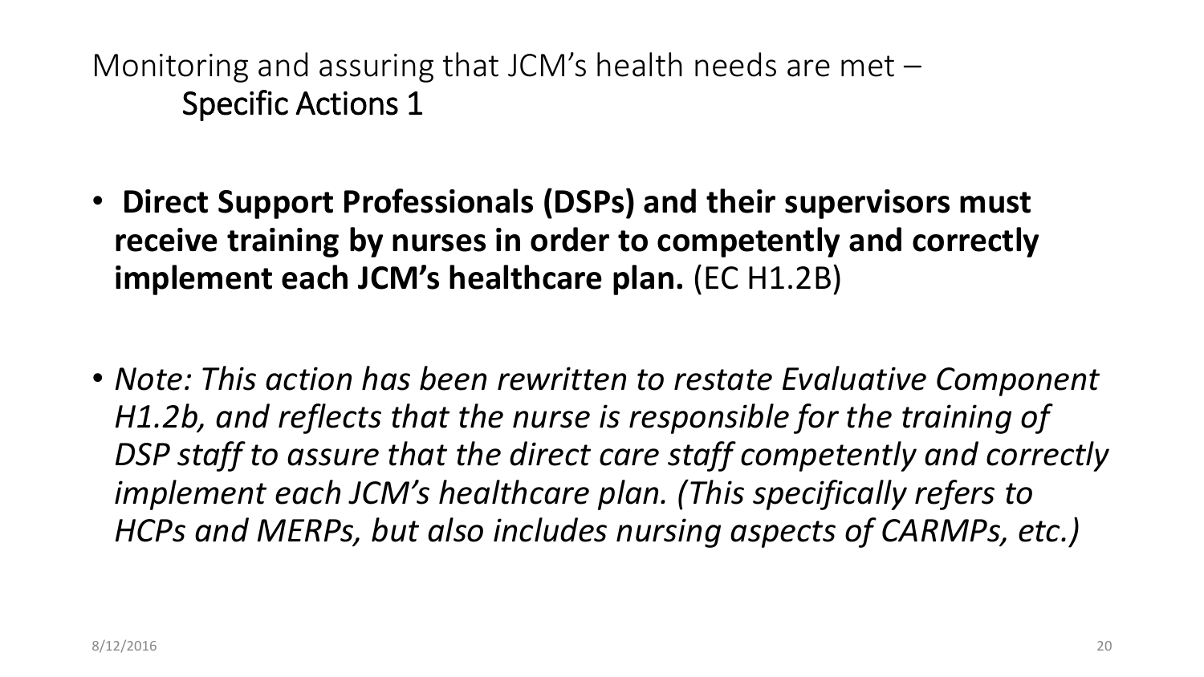# Monitoring and assuring that JCM's health needs are met – Specific Actions 1

- **Direct Support Professionals (DSPs) and their supervisors must receive training by nurses in order to competently and correctly implement each JCM's healthcare plan.** (EC H1.2B)

- *Note: This action has been rewritten to restate Evaluative Component H1.2b, and reflects that the nurse is responsible for the training of DSP staff to assure that the direct care staff competently and correctly implement each JCM's healthcare plan. (This specifically refers to HCPs and MERPs, but also includes nursing aspects of CARMPs, etc.)*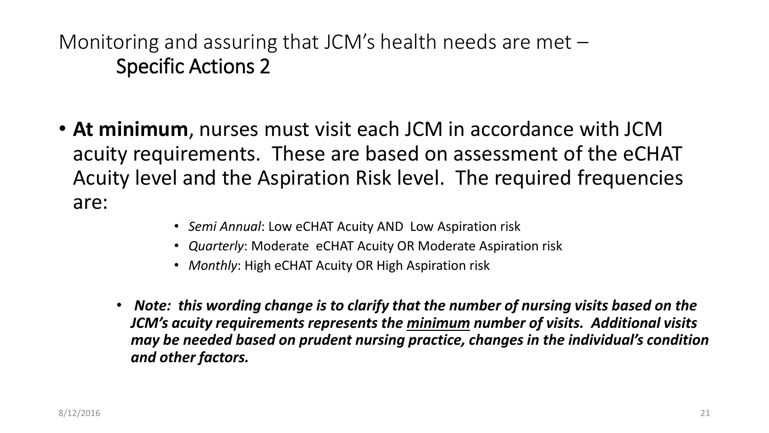# Monitoring and assuring that JCM's health needs are met – Specific Actions 2

- **At minimum**, nurses must visit each JCM in accordance with JCM acuity requirements. These are based on assessment of the eCHAT Acuity level and the Aspiration Risk level. The required frequencies are:
  - *Semi Annual*: Low eCHAT Acuity AND Low Aspiration risk
  - *Quarterly*: Moderate eCHAT Acuity OR Moderate Aspiration risk
  - *Monthly*: High eCHAT Acuity OR High Aspiration risk

  - ***Note: this wording change is to clarify that the number of nursing visits based on the JCM's acuity requirements represents the <u>minimum</u> number of visits. Additional visits may be needed based on prudent nursing practice, changes in the individual's condition and other factors.***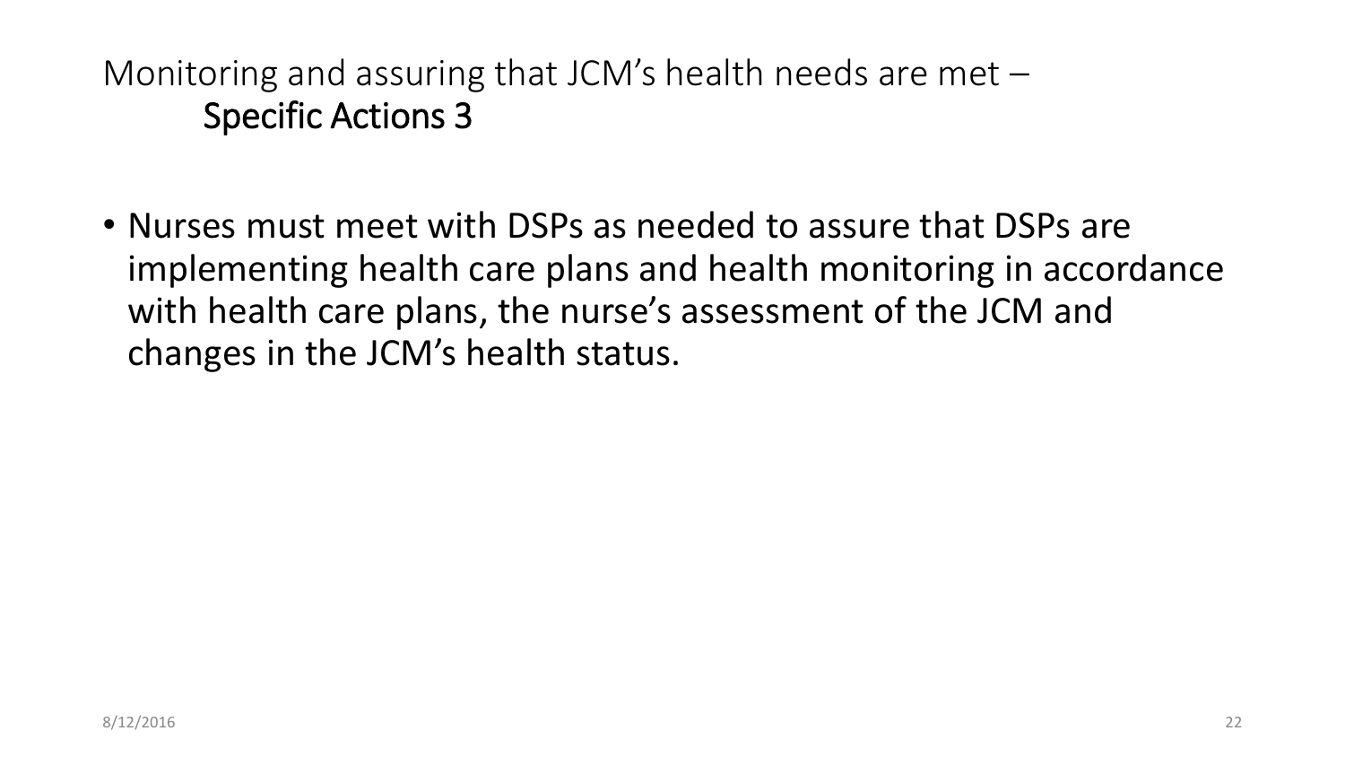## Monitoring and assuring that JCM's health needs are met – Specific Actions 3

- Nurses must meet with DSPs as needed to assure that DSPs are implementing health care plans and health monitoring in accordance with health care plans, the nurse's assessment of the JCM and changes in the JCM's health status.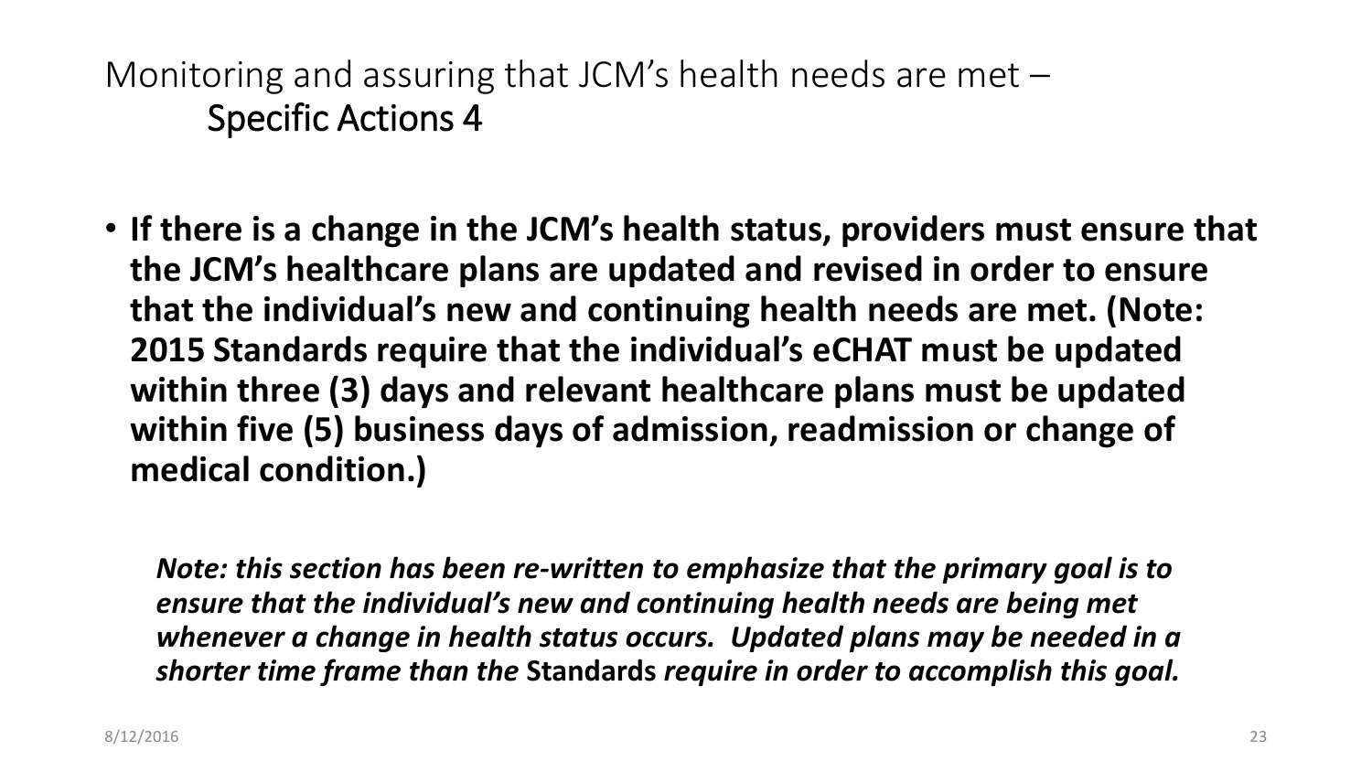# Monitoring and assuring that JCM's health needs are met – Specific Actions 4

- **If there is a change in the JCM's health status, providers must ensure that the JCM's healthcare plans are updated and revised in order to ensure that the individual's new and continuing health needs are met. (Note: 2015 Standards require that the individual's eCHAT must be updated within three (3) days and relevant healthcare plans must be updated within five (5) business days of admission, readmission or change of medical condition.)**

***Note: this section has been re-written to emphasize that the primary goal is to ensure that the individual's new and continuing health needs are being met whenever a change in health status occurs. Updated plans may be needed in a shorter time frame than the*** **Standards** ***require in order to accomplish this goal.***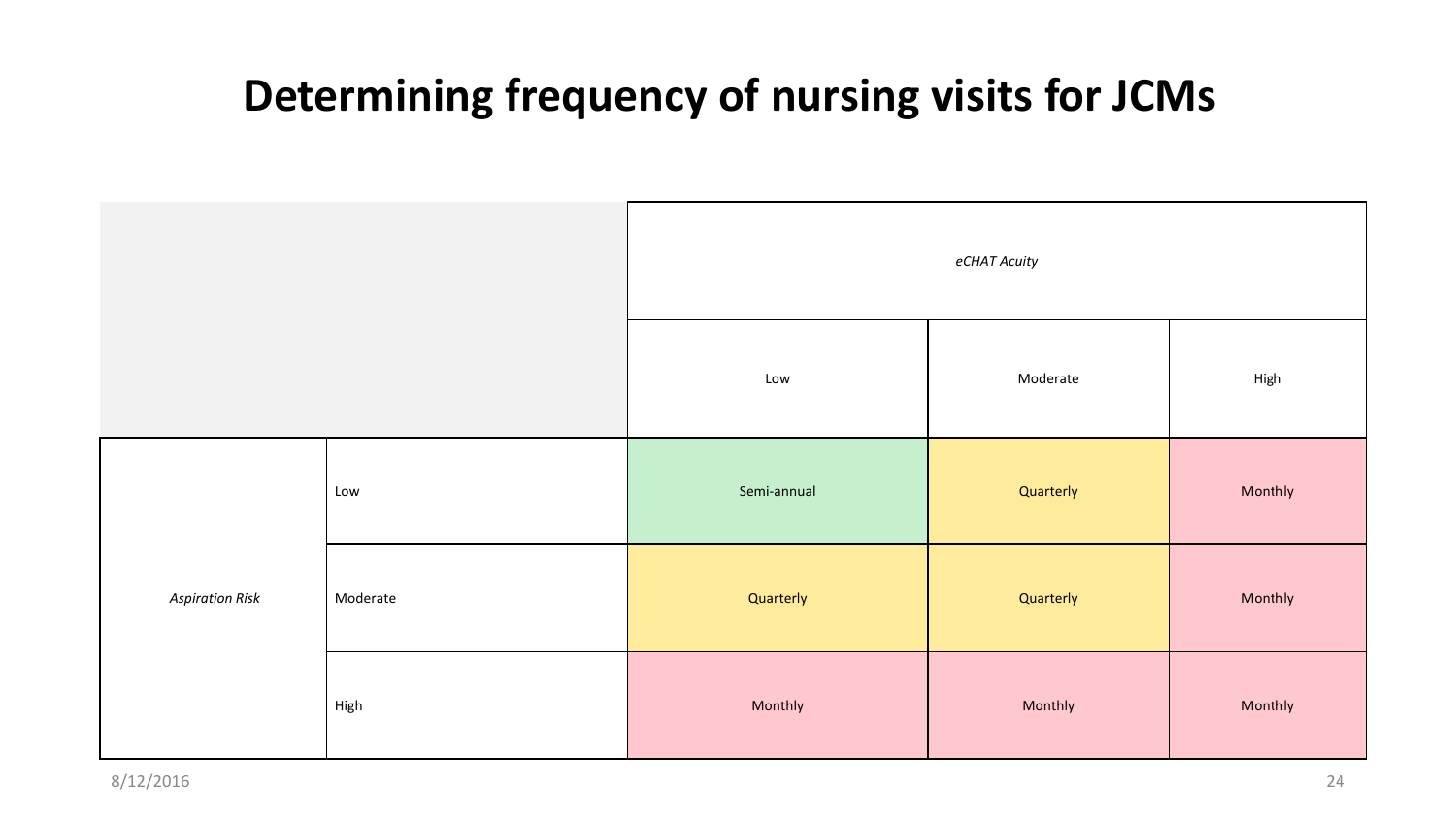# Determining frequency of nursing visits for JCMs

| | | *eCHAT Acuity* | | |
|---|---|---|---|---|
| | | Low | Moderate | High |
| *Aspiration Risk* | Low | Semi-annual | Quarterly | Monthly |
| | Moderate | Quarterly | Quarterly | Monthly |
| | High | Monthly | Monthly | Monthly |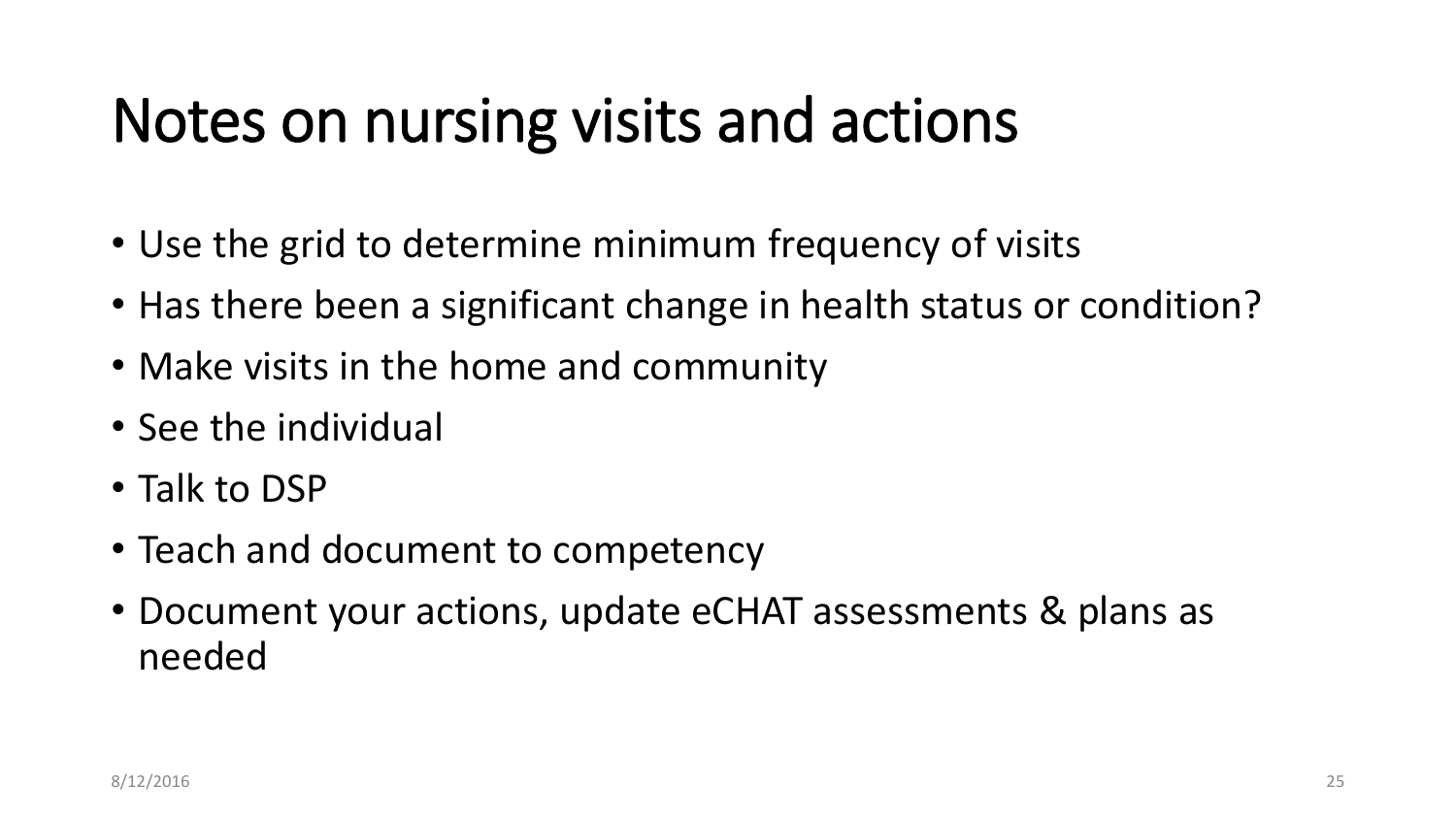# Notes on nursing visits and actions

- Use the grid to determine minimum frequency of visits
- Has there been a significant change in health status or condition?
- Make visits in the home and community
- See the individual
- Talk to DSP
- Teach and document to competency
- Document your actions, update eCHAT assessments & plans as needed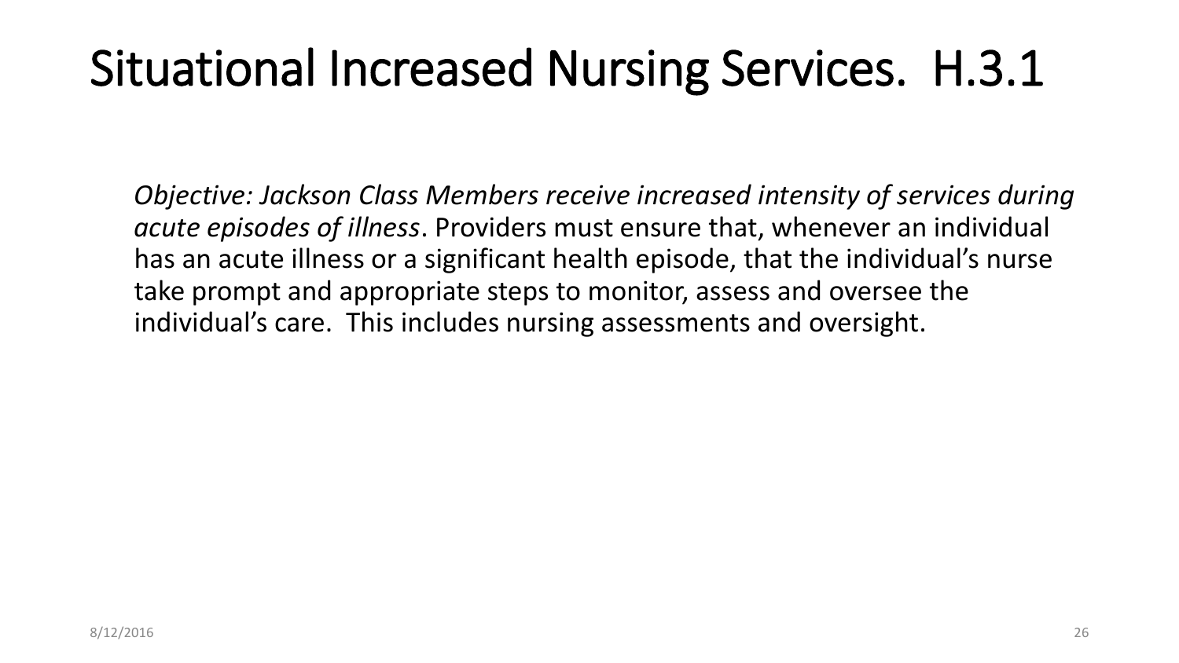# Situational Increased Nursing Services. H.3.1

*Objective: Jackson Class Members receive increased intensity of services during acute episodes of illness*. Providers must ensure that, whenever an individual has an acute illness or a significant health episode, that the individual's nurse take prompt and appropriate steps to monitor, assess and oversee the individual's care. This includes nursing assessments and oversight.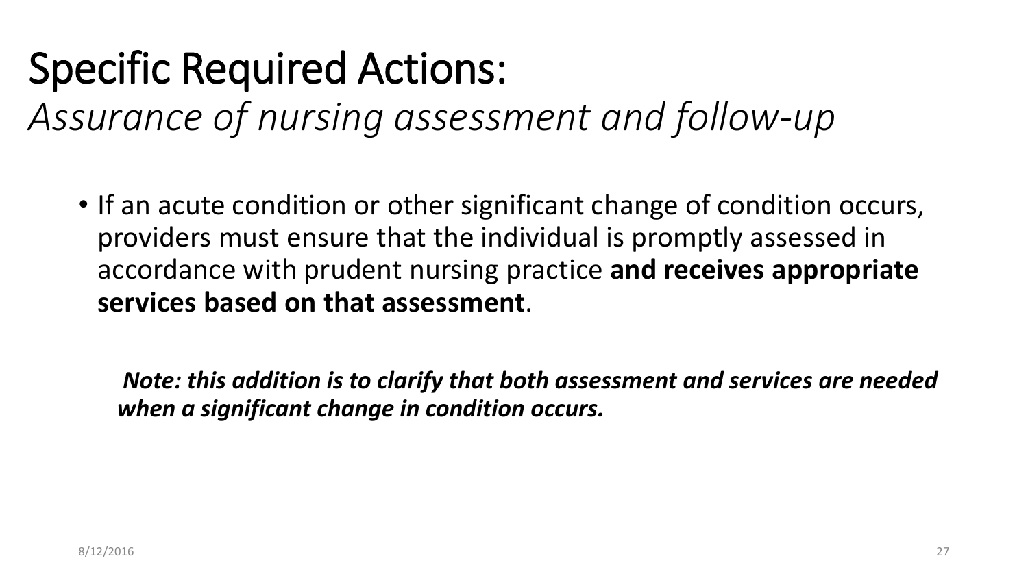# Specific Required Actions:

## *Assurance of nursing assessment and follow-up*

- If an acute condition or other significant change of condition occurs, providers must ensure that the individual is promptly assessed in accordance with prudent nursing practice **and receives appropriate services based on that assessment**.

***Note: this addition is to clarify that both assessment and services are needed when a significant change in condition occurs.***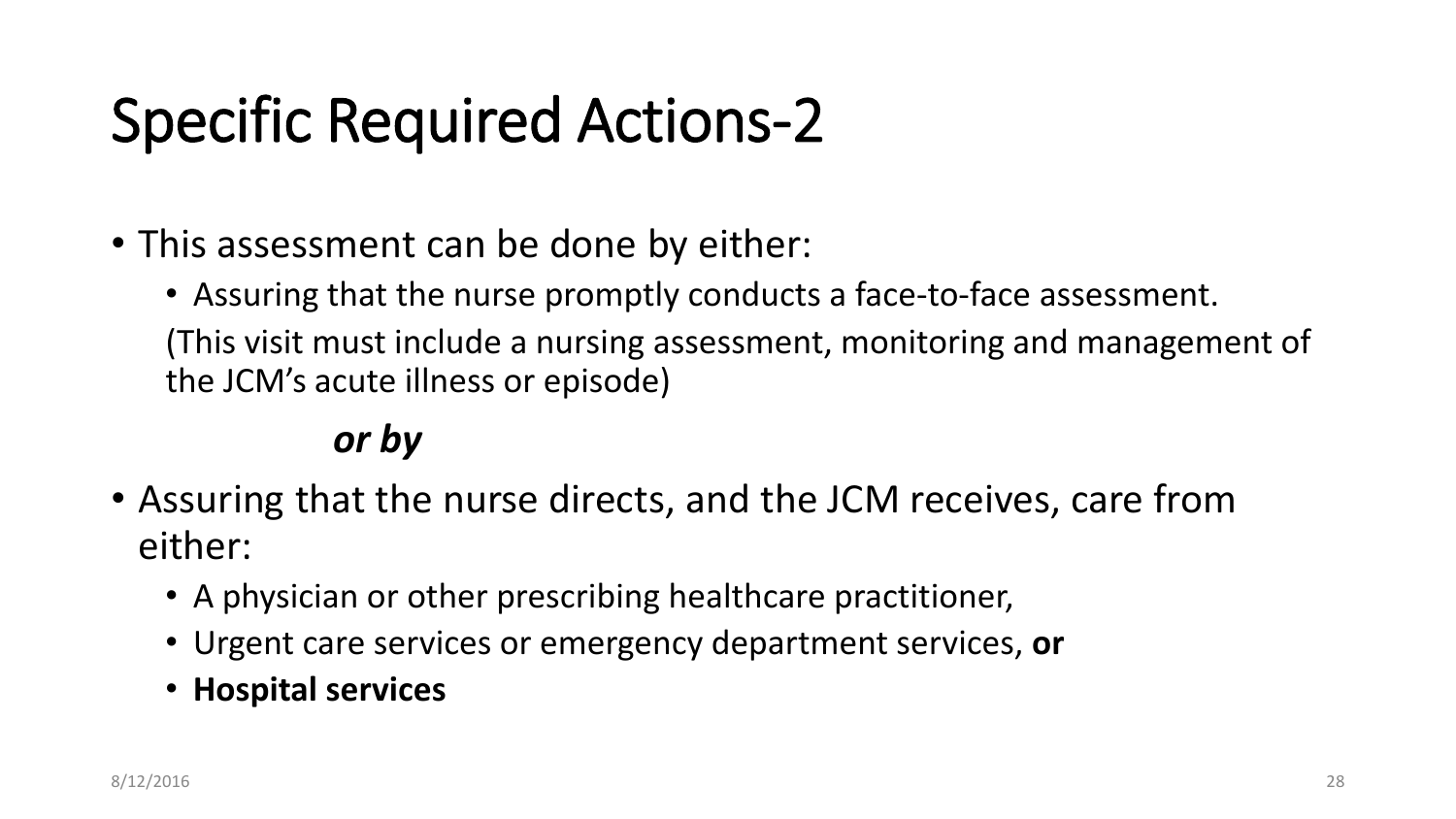# Specific Required Actions-2

- This assessment can be done by either:
  - Assuring that the nurse promptly conducts a face-to-face assessment.

  (This visit must include a nursing assessment, monitoring and management of the JCM's acute illness or episode)

  ***or by***

- Assuring that the nurse directs, and the JCM receives, care from either:
  - A physician or other prescribing healthcare practitioner,
  - Urgent care services or emergency department services, **or**
  - **Hospital services**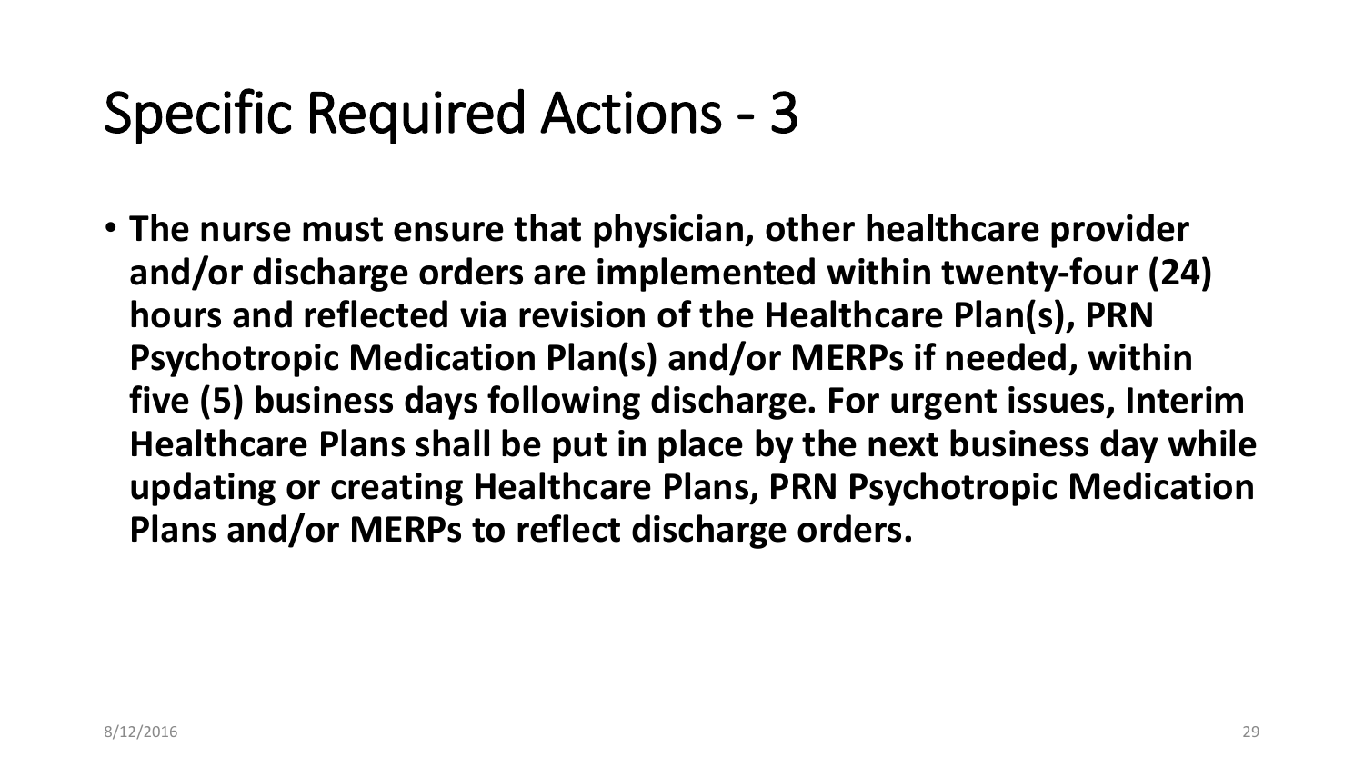# Specific Required Actions - 3

- **The nurse must ensure that physician, other healthcare provider and/or discharge orders are implemented within twenty-four (24) hours and reflected via revision of the Healthcare Plan(s), PRN Psychotropic Medication Plan(s) and/or MERPs if needed, within five (5) business days following discharge. For urgent issues, Interim Healthcare Plans shall be put in place by the next business day while updating or creating Healthcare Plans, PRN Psychotropic Medication Plans and/or MERPs to reflect discharge orders.**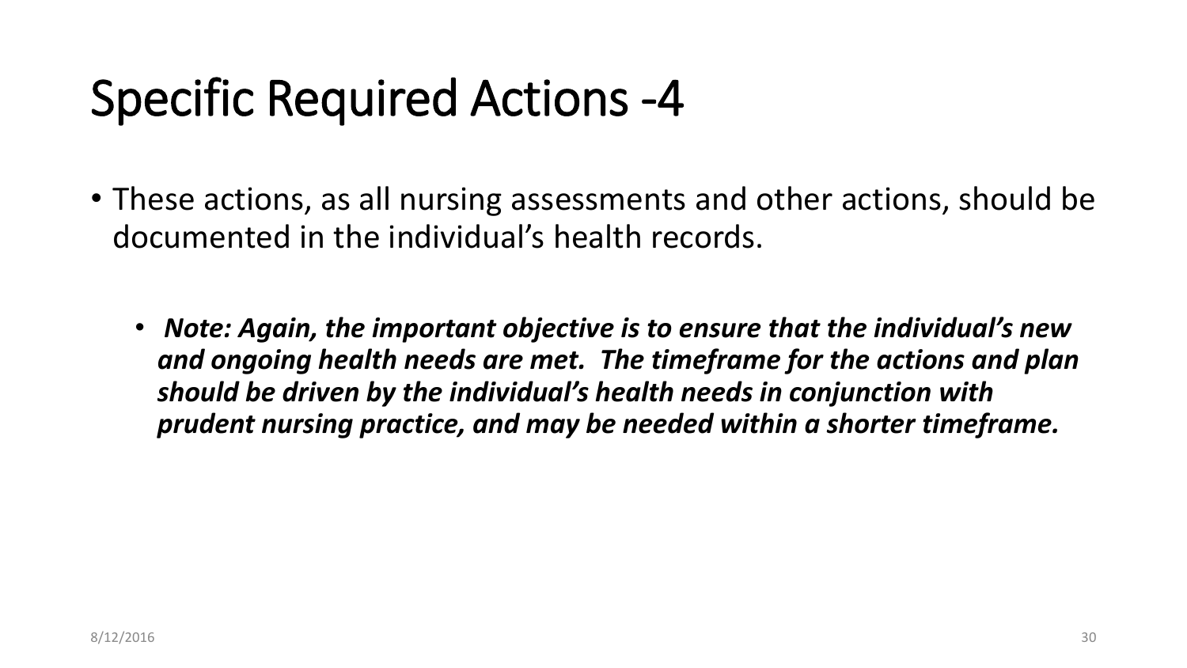# Specific Required Actions -4

- These actions, as all nursing assessments and other actions, should be documented in the individual's health records.

  - ***Note: Again, the important objective is to ensure that the individual's new and ongoing health needs are met. The timeframe for the actions and plan should be driven by the individual's health needs in conjunction with prudent nursing practice, and may be needed within a shorter timeframe.***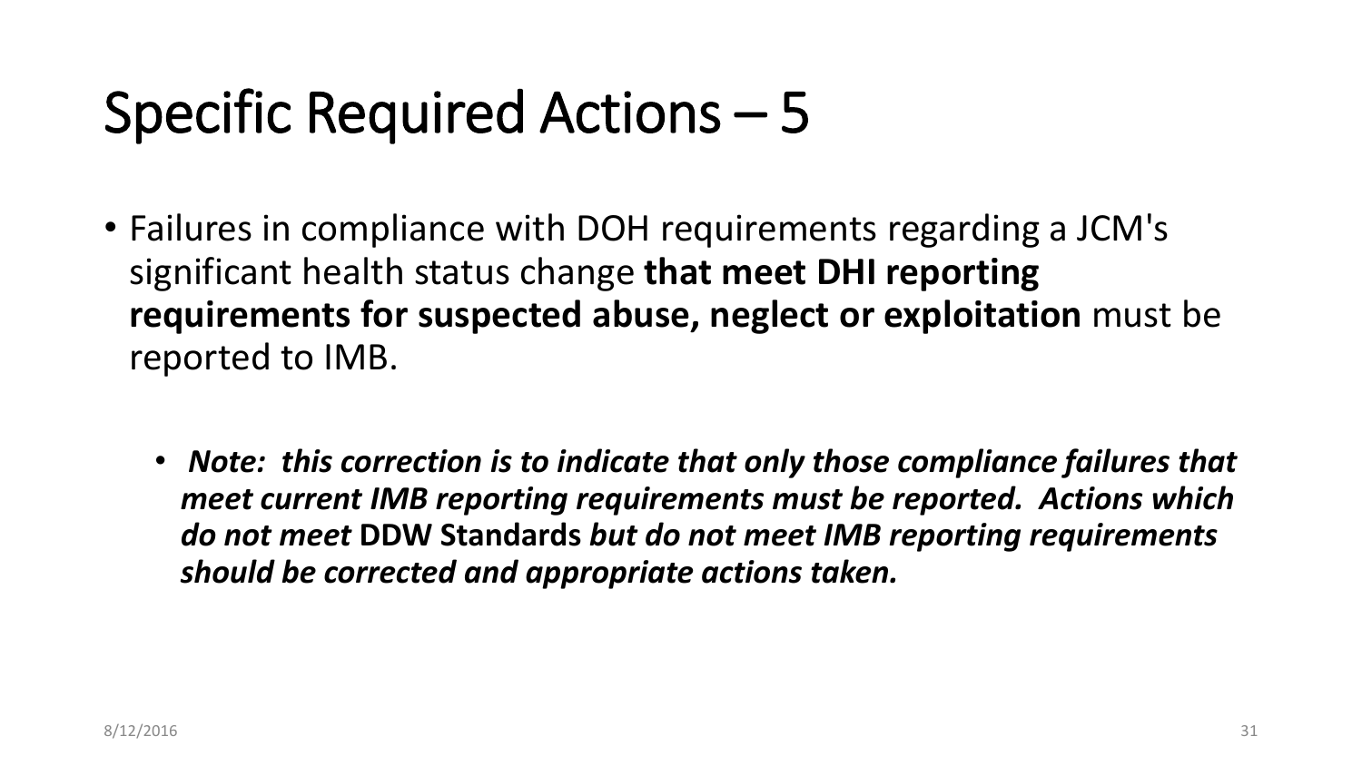# Specific Required Actions – 5

- Failures in compliance with DOH requirements regarding a JCM's significant health status change **that meet DHI reporting requirements for suspected abuse, neglect or exploitation** must be reported to IMB.
  - ***Note: this correction is to indicate that only those compliance failures that meet current IMB reporting requirements must be reported. Actions which do not meet*** **DDW Standards** ***but do not meet IMB reporting requirements should be corrected and appropriate actions taken.***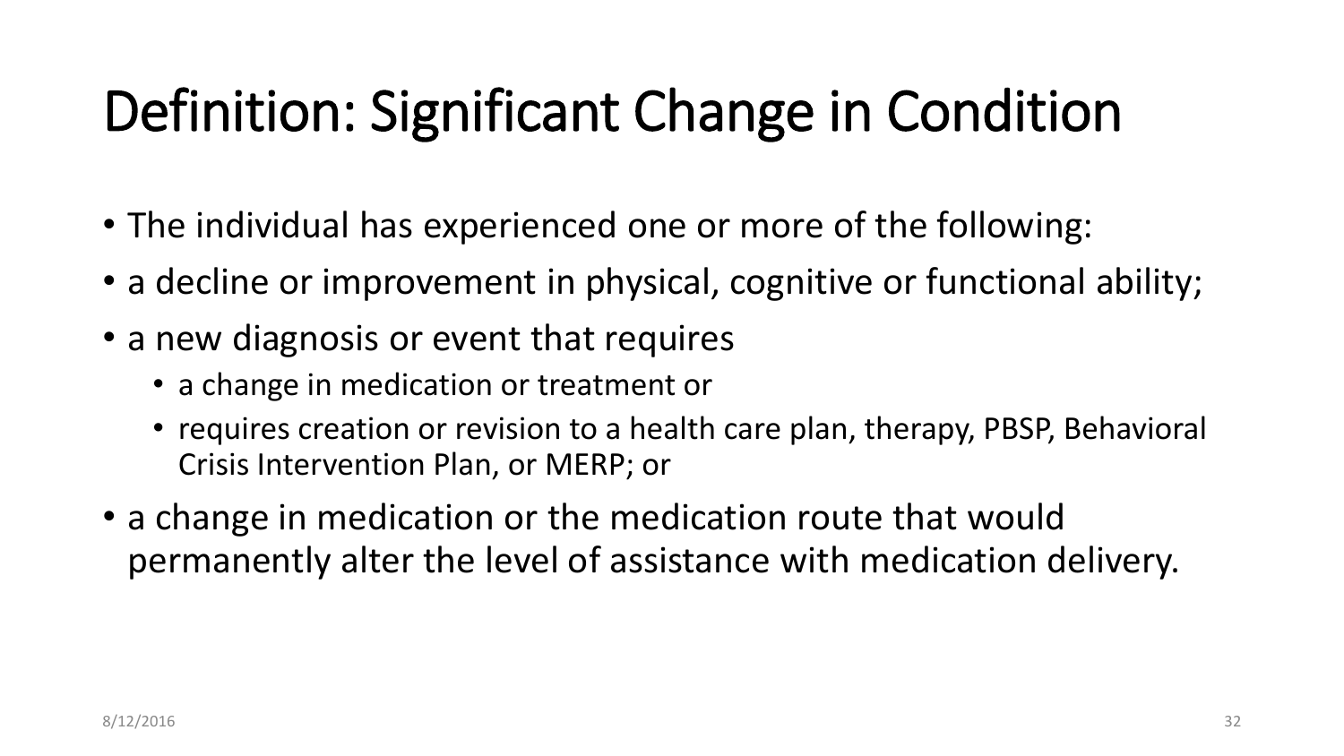# Definition: Significant Change in Condition

- The individual has experienced one or more of the following:
- a decline or improvement in physical, cognitive or functional ability;
- a new diagnosis or event that requires
  - a change in medication or treatment or
  - requires creation or revision to a health care plan, therapy, PBSP, Behavioral Crisis Intervention Plan, or MERP; or
- a change in medication or the medication route that would permanently alter the level of assistance with medication delivery.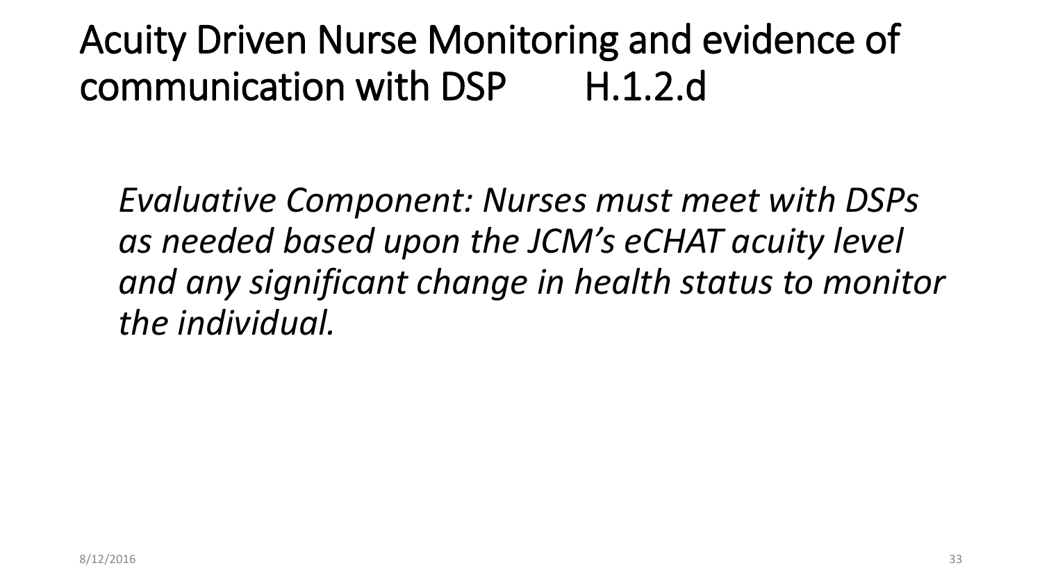# Acuity Driven Nurse Monitoring and evidence of communication with DSP H.1.2.d

*Evaluative Component: Nurses must meet with DSPs as needed based upon the JCM’s eCHAT acuity level and any significant change in health status to monitor the individual.*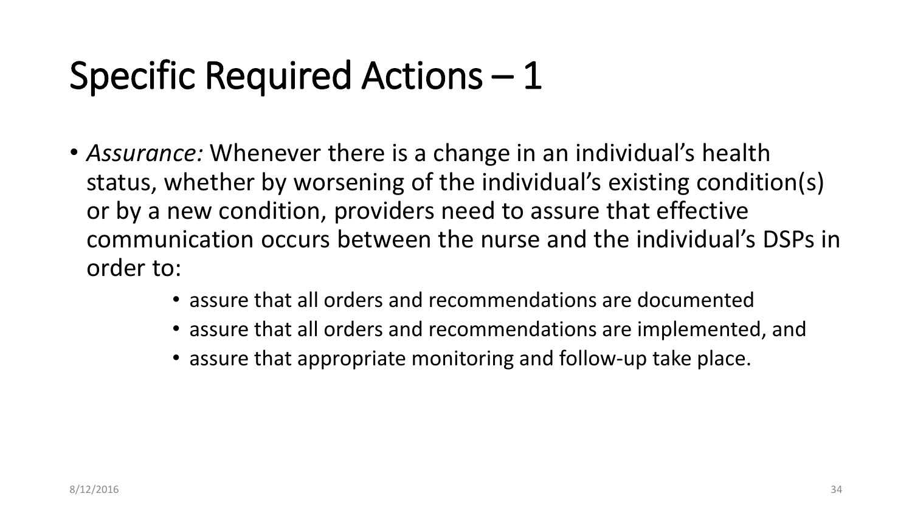# Specific Required Actions – 1

- *Assurance:* Whenever there is a change in an individual's health status, whether by worsening of the individual's existing condition(s) or by a new condition, providers need to assure that effective communication occurs between the nurse and the individual's DSPs in order to:
    - assure that all orders and recommendations are documented
    - assure that all orders and recommendations are implemented, and
    - assure that appropriate monitoring and follow-up take place.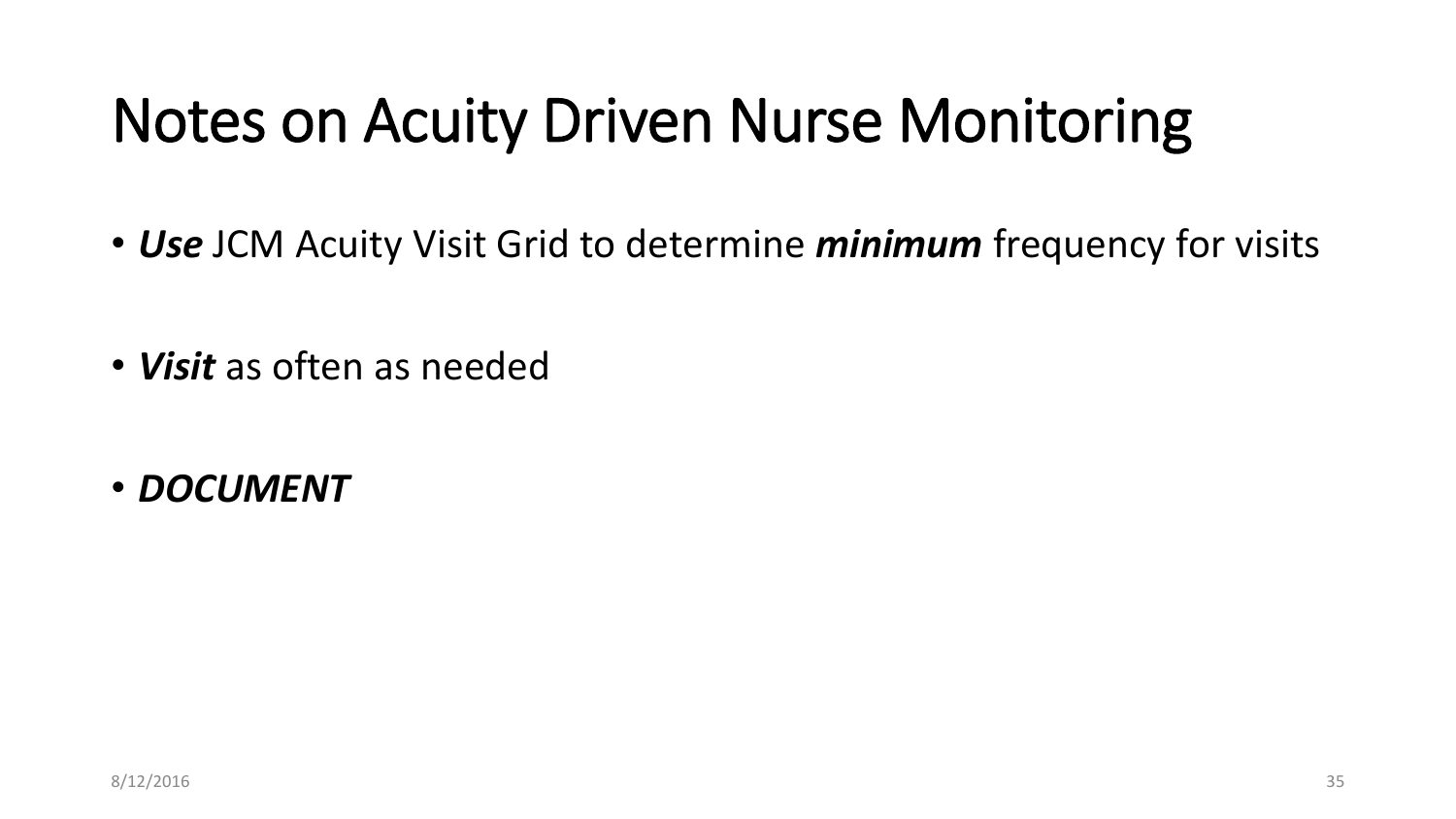# Notes on Acuity Driven Nurse Monitoring

- ***Use*** JCM Acuity Visit Grid to determine ***minimum*** frequency for visits
- ***Visit*** as often as needed
- ***DOCUMENT***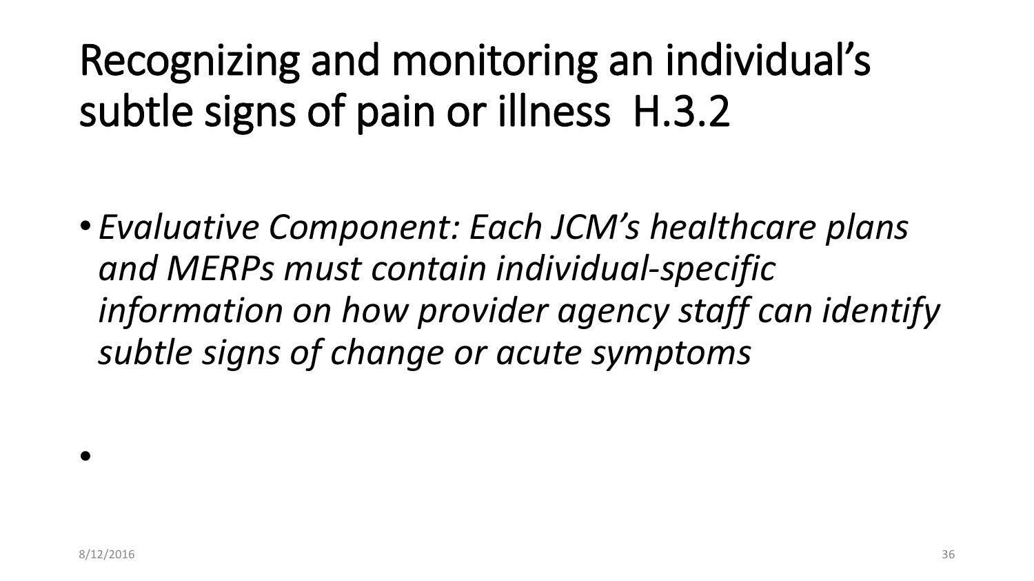# Recognizing and monitoring an individual's subtle signs of pain or illness H.3.2

- *Evaluative Component: Each JCM's healthcare plans and MERPs must contain individual-specific information on how provider agency staff can identify subtle signs of change or acute symptoms*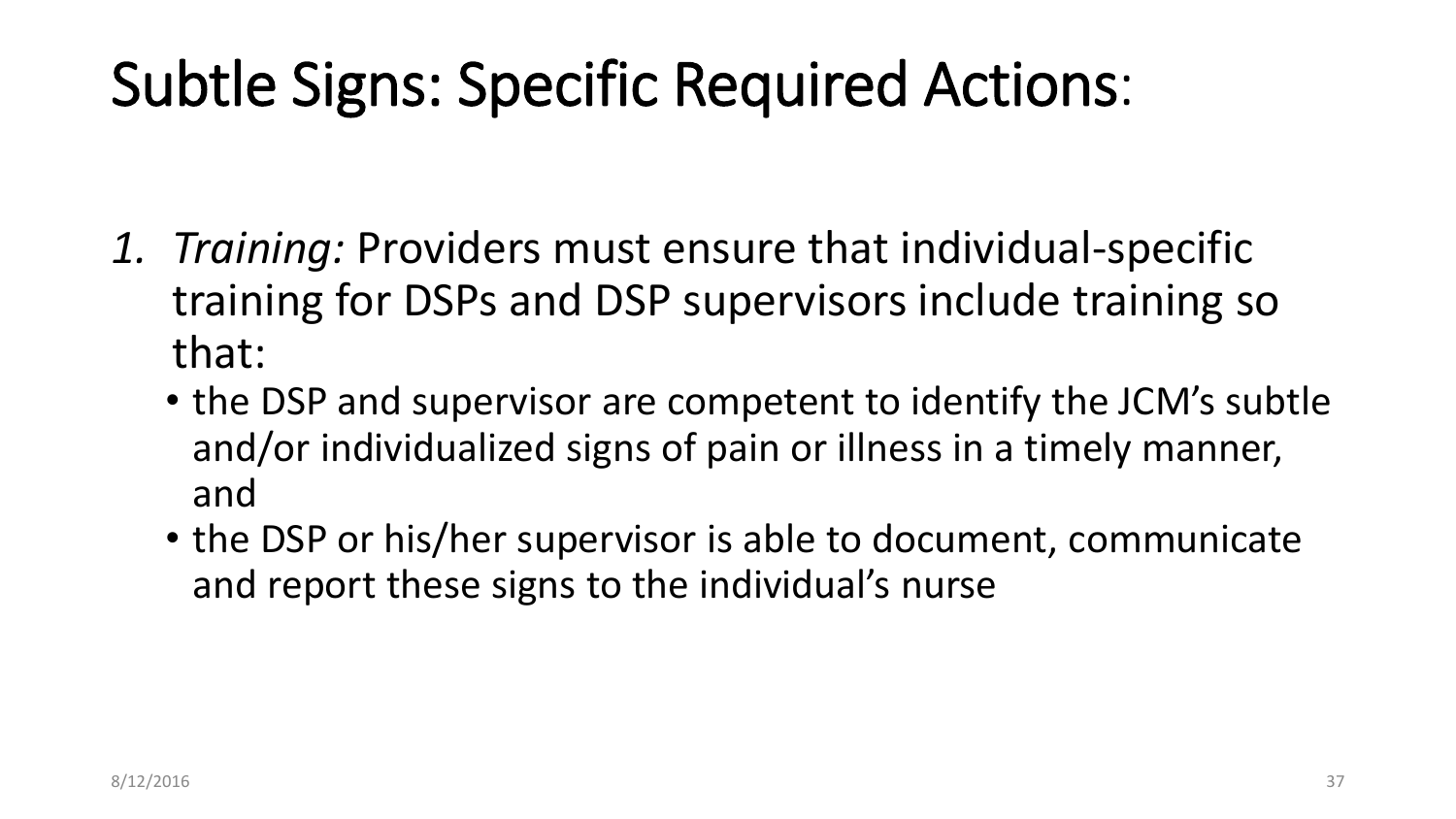# Subtle Signs: Specific Required Actions:

1. *Training:* Providers must ensure that individual-specific training for DSPs and DSP supervisors include training so that:
   - the DSP and supervisor are competent to identify the JCM's subtle and/or individualized signs of pain or illness in a timely manner, and
   - the DSP or his/her supervisor is able to document, communicate and report these signs to the individual's nurse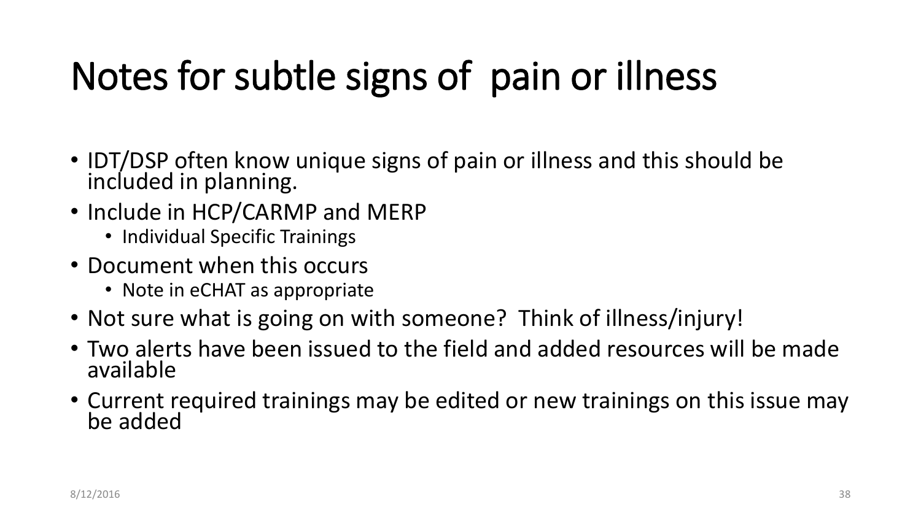# Notes for subtle signs of pain or illness

- IDT/DSP often know unique signs of pain or illness and this should be included in planning.
- Include in HCP/CARMP and MERP
  - Individual Specific Trainings
- Document when this occurs
  - Note in eCHAT as appropriate
- Not sure what is going on with someone? Think of illness/injury!
- Two alerts have been issued to the field and added resources will be made available
- Current required trainings may be edited or new trainings on this issue may be added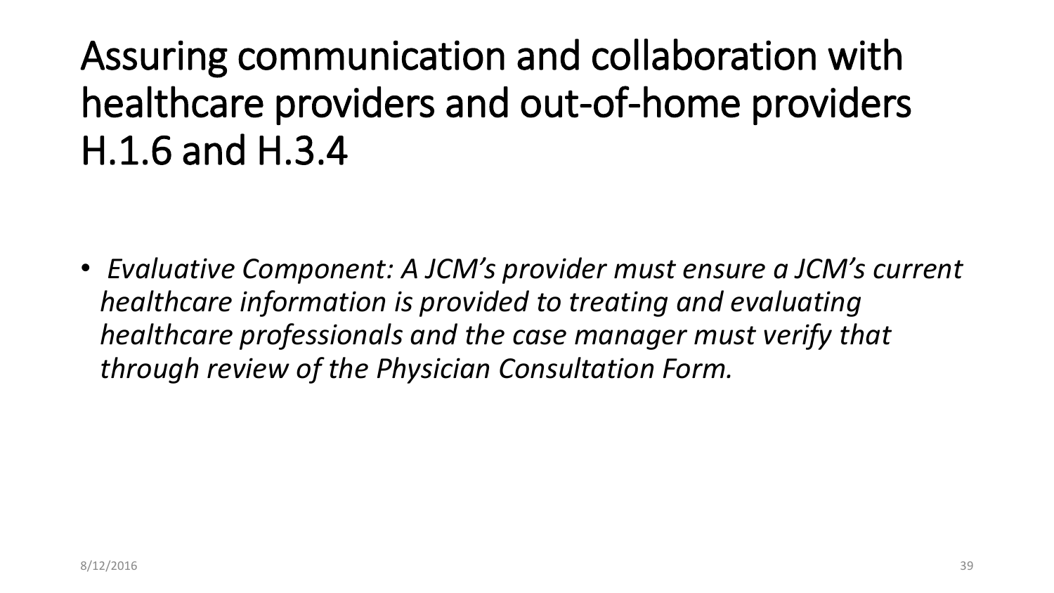# Assuring communication and collaboration with healthcare providers and out-of-home providers H.1.6 and H.3.4

- *Evaluative Component: A JCM's provider must ensure a JCM's current healthcare information is provided to treating and evaluating healthcare professionals and the case manager must verify that through review of the Physician Consultation Form.*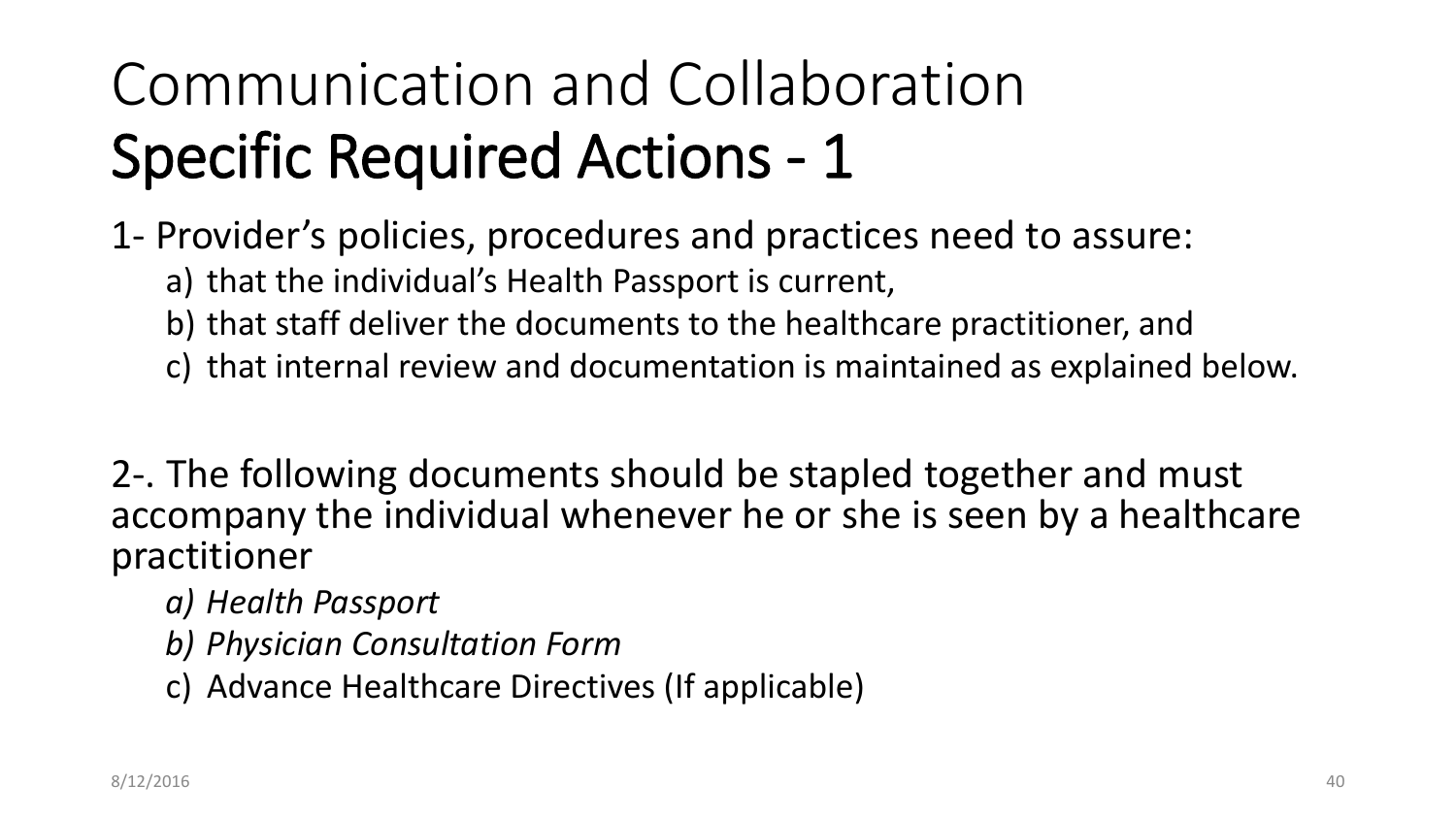# Communication and Collaboration
# Specific Required Actions - 1

1- Provider's policies, procedures and practices need to assure:

a) that the individual's Health Passport is current,

b) that staff deliver the documents to the healthcare practitioner, and

c) that internal review and documentation is maintained as explained below.

2-. The following documents should be stapled together and must accompany the individual whenever he or she is seen by a healthcare practitioner

*a) Health Passport*

*b) Physician Consultation Form*

c) Advance Healthcare Directives (If applicable)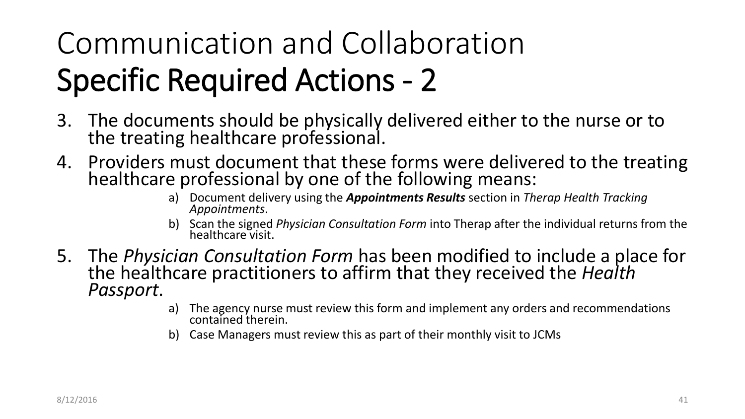# Communication and Collaboration
## Specific Required Actions - 2

3. The documents should be physically delivered either to the nurse or to the treating healthcare professional.
4. Providers must document that these forms were delivered to the treating healthcare professional by one of the following means:
   a) Document delivery using the ***Appointments Results*** section in *Therap Health Tracking Appointments*.
   b) Scan the signed *Physician Consultation Form* into Therap after the individual returns from the healthcare visit.
5. The *Physician Consultation Form* has been modified to include a place for the healthcare practitioners to affirm that they received the *Health Passport*.
   a) The agency nurse must review this form and implement any orders and recommendations contained therein.
   b) Case Managers must review this as part of their monthly visit to JCMs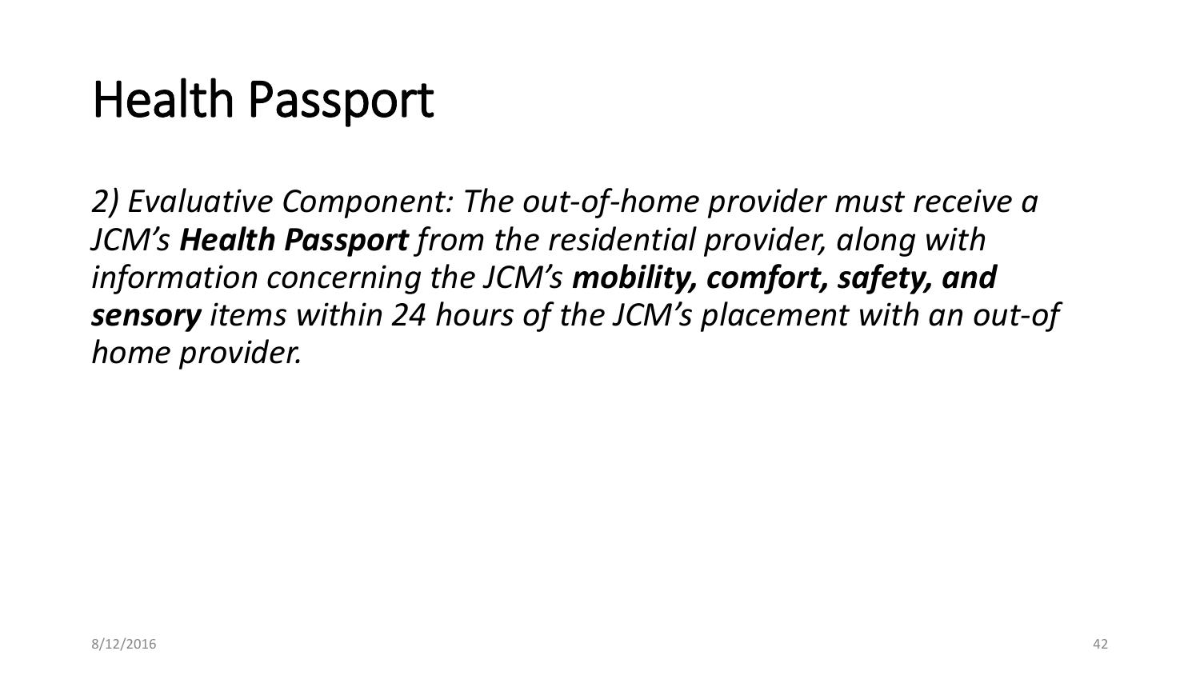# Health Passport

*2) Evaluative Component: The out-of-home provider must receive a JCM's **Health Passport** from the residential provider, along with information concerning the JCM's **mobility, comfort, safety, and sensory** items within 24 hours of the JCM's placement with an out-of home provider.*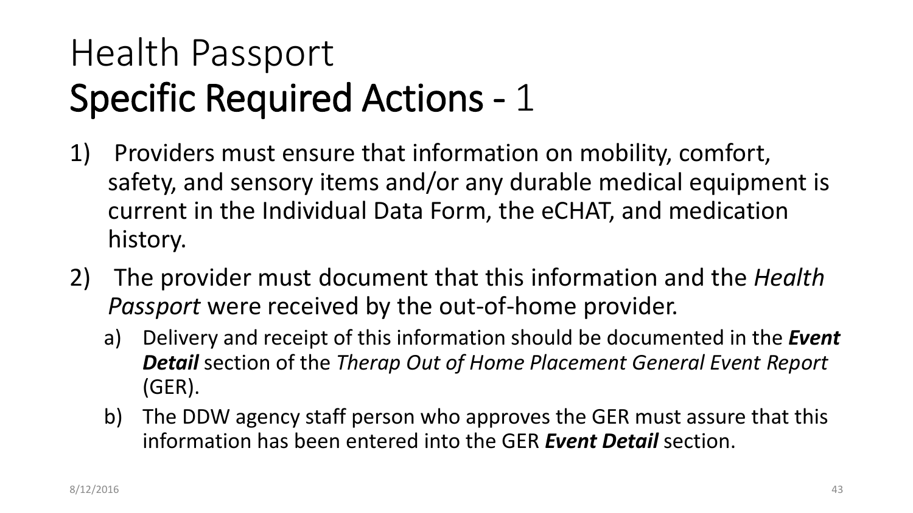# Health Passport
## Specific Required Actions - 1

1) Providers must ensure that information on mobility, comfort, safety, and sensory items and/or any durable medical equipment is current in the Individual Data Form, the eCHAT, and medication history.
2) The provider must document that this information and the *Health Passport* were received by the out-of-home provider.
   a) Delivery and receipt of this information should be documented in the ***Event Detail*** section of the *Therap Out of Home Placement General Event Report* (GER).
   b) The DDW agency staff person who approves the GER must assure that this information has been entered into the GER ***Event Detail*** section.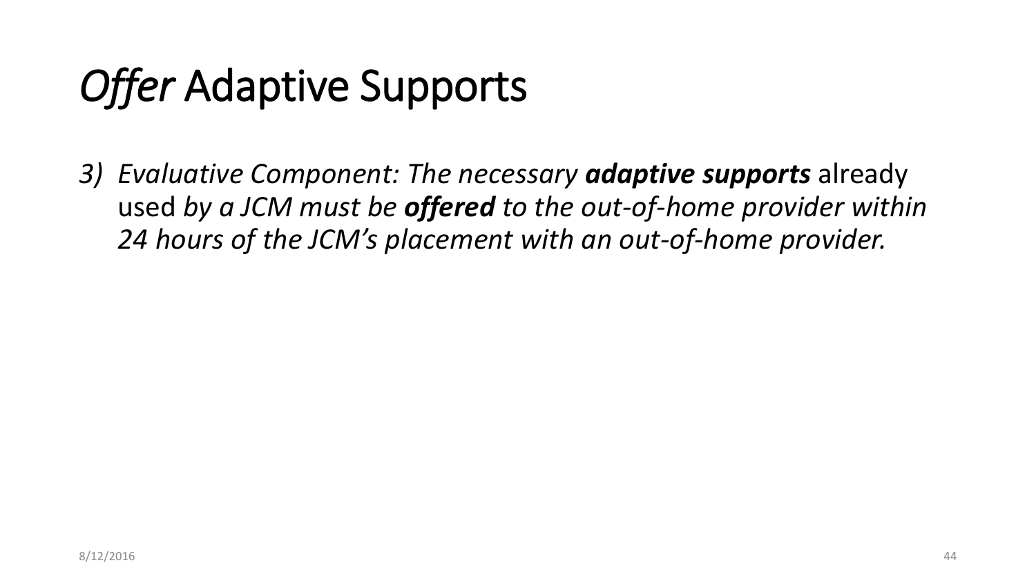# *Offer* Adaptive Supports

3) *Evaluative Component: The necessary* ***adaptive supports*** already used *by a JCM must be* ***offered*** *to the out-of-home provider within 24 hours of the JCM's placement with an out-of-home provider.*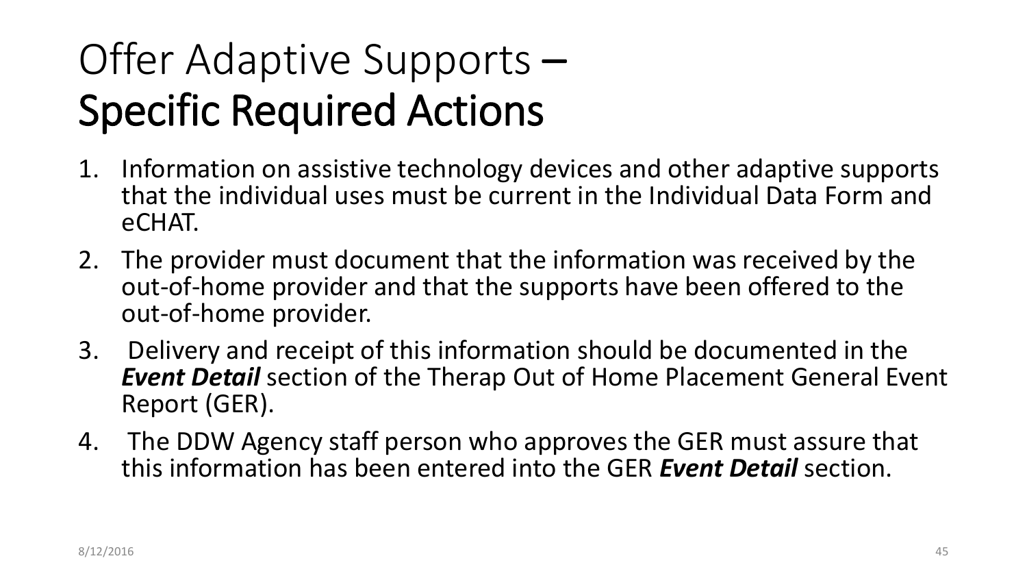# Offer Adaptive Supports – **Specific Required Actions**

1. Information on assistive technology devices and other adaptive supports that the individual uses must be current in the Individual Data Form and eCHAT.
2. The provider must document that the information was received by the out-of-home provider and that the supports have been offered to the out-of-home provider.
3. Delivery and receipt of this information should be documented in the ***Event Detail*** section of the Therap Out of Home Placement General Event Report (GER).
4. The DDW Agency staff person who approves the GER must assure that this information has been entered into the GER ***Event Detail*** section.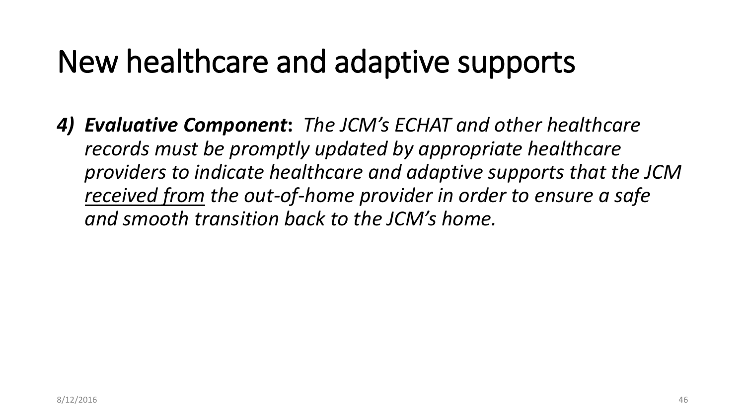# New healthcare and adaptive supports

4) ***Evaluative Component*****:** *The JCM's ECHAT and other healthcare records must be promptly updated by appropriate healthcare providers to indicate healthcare and adaptive supports that the JCM <u>received from</u> the out-of-home provider in order to ensure a safe and smooth transition back to the JCM's home.*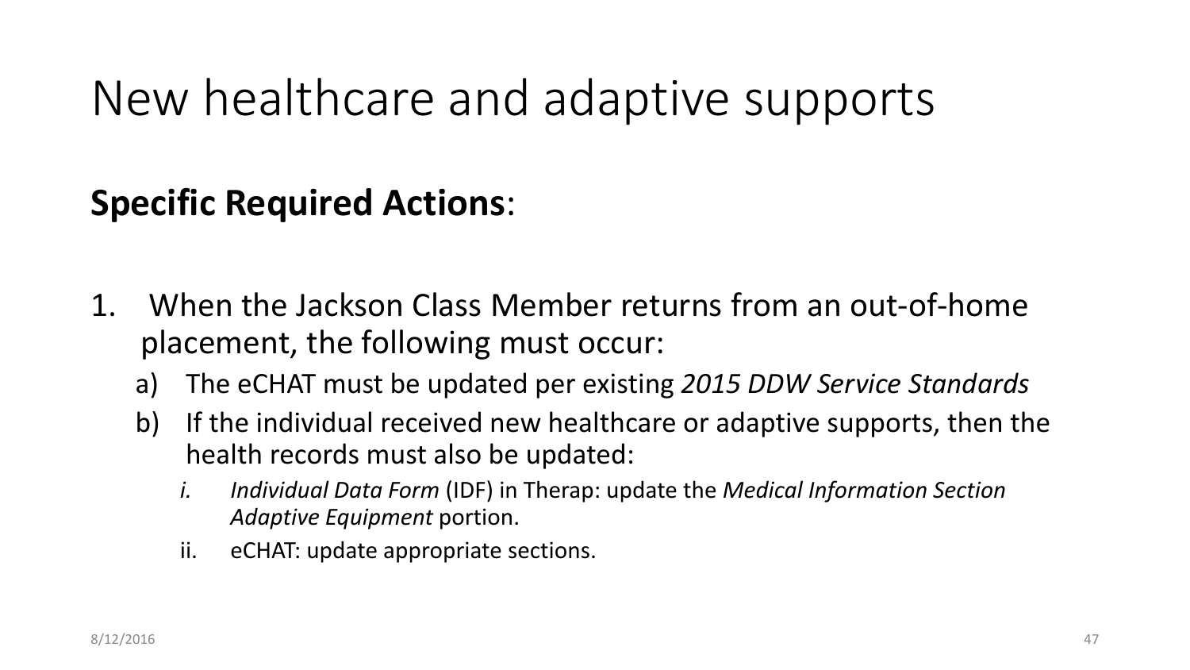# New healthcare and adaptive supports

**Specific Required Actions**:

1. When the Jackson Class Member returns from an out-of-home placement, the following must occur:
   a) The eCHAT must be updated per existing *2015 DDW Service Standards*
   b) If the individual received new healthcare or adaptive supports, then the health records must also be updated:
      *i.* *Individual Data Form* (IDF) in Therap: update the *Medical Information Section Adaptive Equipment* portion.
      ii. eCHAT: update appropriate sections.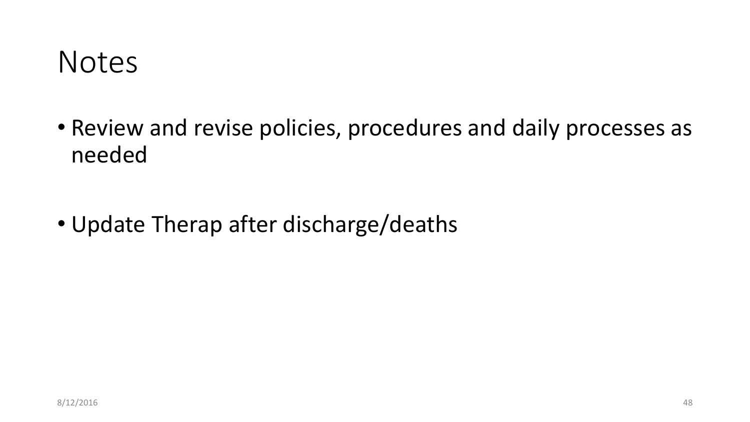# Notes

- Review and revise policies, procedures and daily processes as needed

- Update Therap after discharge/deaths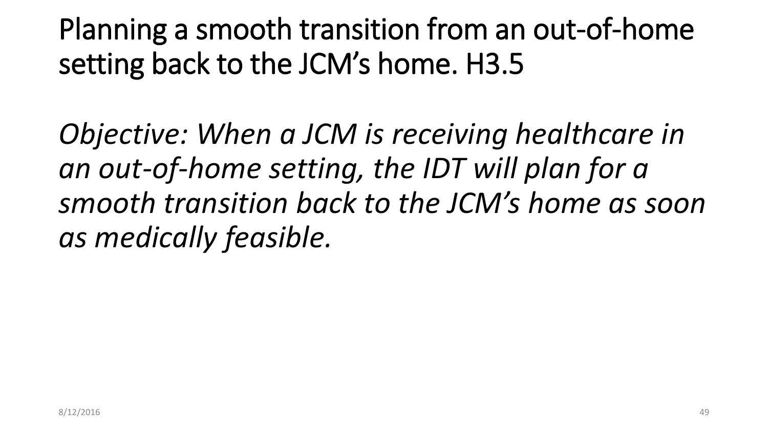# Planning a smooth transition from an out-of-home setting back to the JCM's home. H3.5

*Objective: When a JCM is receiving healthcare in an out-of-home setting, the IDT will plan for a smooth transition back to the JCM's home as soon as medically feasible.*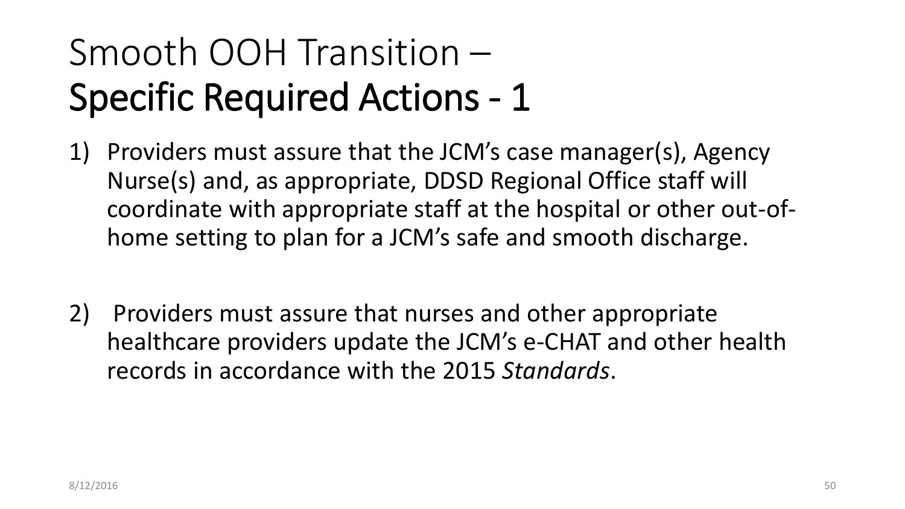# Smooth OOH Transition –
# Specific Required Actions - 1

1) Providers must assure that the JCM's case manager(s), Agency Nurse(s) and, as appropriate, DDSD Regional Office staff will coordinate with appropriate staff at the hospital or other out-of-home setting to plan for a JCM's safe and smooth discharge.

2) Providers must assure that nurses and other appropriate healthcare providers update the JCM's e-CHAT and other health records in accordance with the 2015 *Standards*.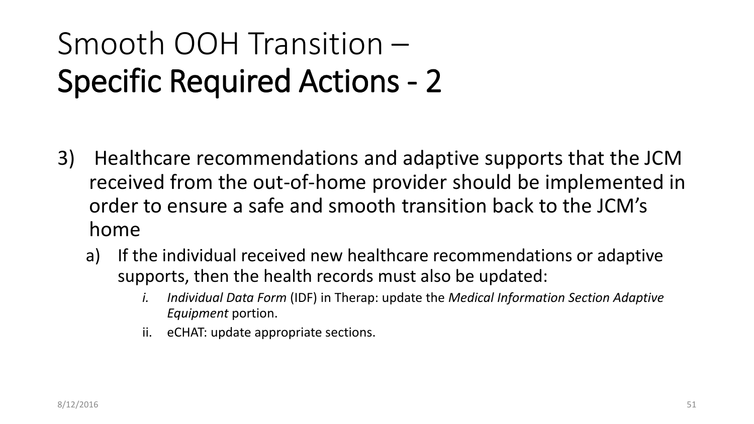# Smooth OOH Transition –
# Specific Required Actions - 2

3) Healthcare recommendations and adaptive supports that the JCM received from the out-of-home provider should be implemented in order to ensure a safe and smooth transition back to the JCM's home
   a) If the individual received new healthcare recommendations or adaptive supports, then the health records must also be updated:
      i. *Individual Data Form* (IDF) in Therap: update the *Medical Information Section Adaptive Equipment* portion.
      ii. eCHAT: update appropriate sections.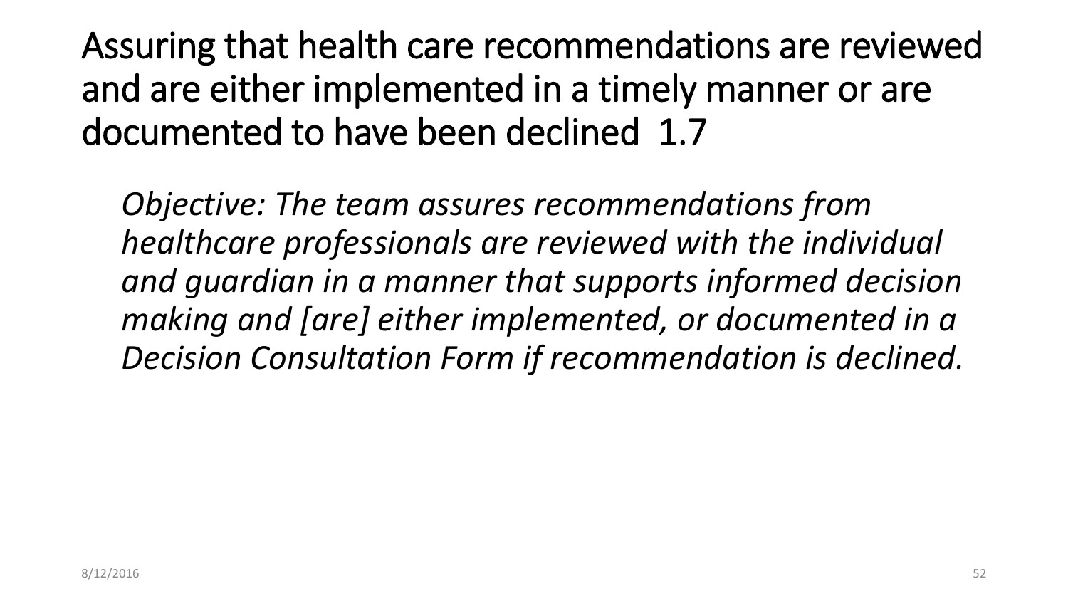# Assuring that health care recommendations are reviewed and are either implemented in a timely manner or are documented to have been declined 1.7

*Objective: The team assures recommendations from healthcare professionals are reviewed with the individual and guardian in a manner that supports informed decision making and [are] either implemented, or documented in a Decision Consultation Form if recommendation is declined.*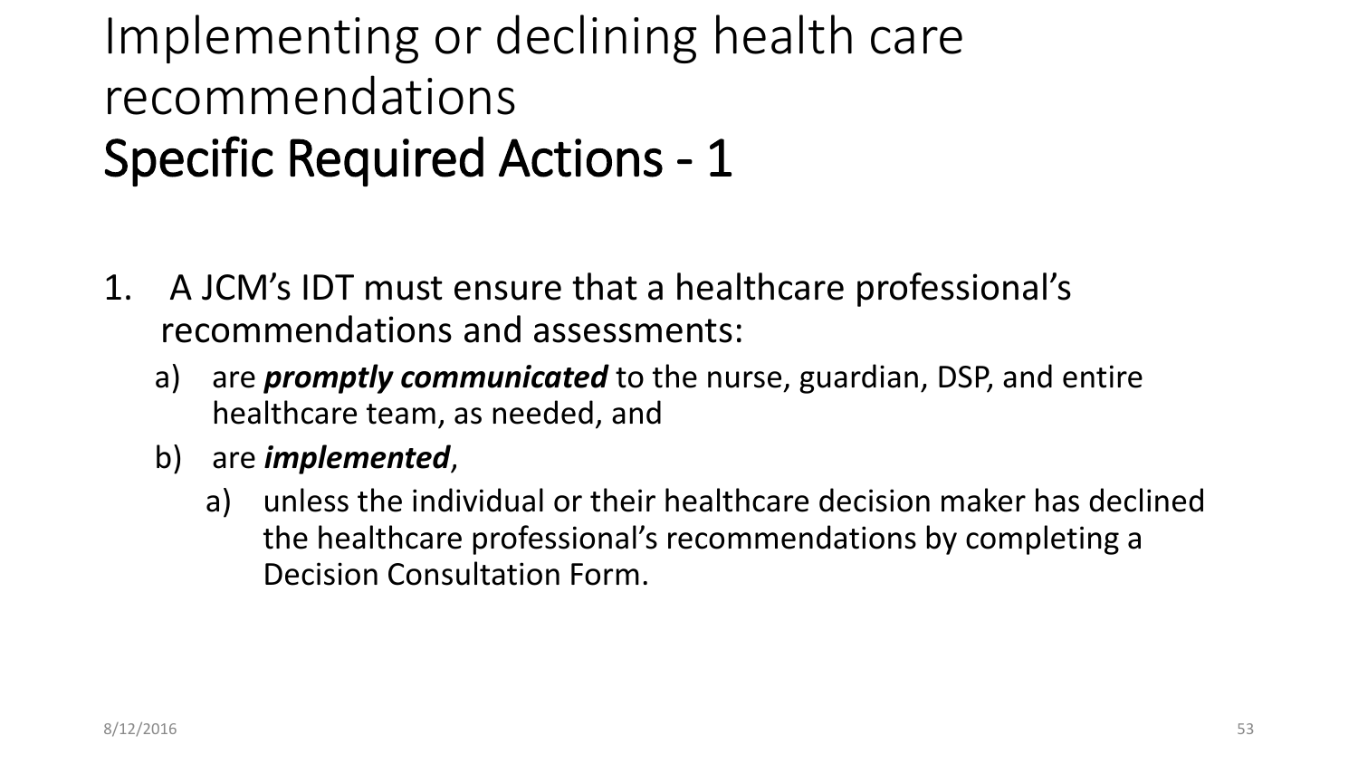# Implementing or declining health care recommendations
## Specific Required Actions - 1

1. A JCM's IDT must ensure that a healthcare professional's recommendations and assessments:
   a) are ***promptly communicated*** to the nurse, guardian, DSP, and entire healthcare team, as needed, and
   b) are ***implemented***,
      a) unless the individual or their healthcare decision maker has declined the healthcare professional's recommendations by completing a Decision Consultation Form.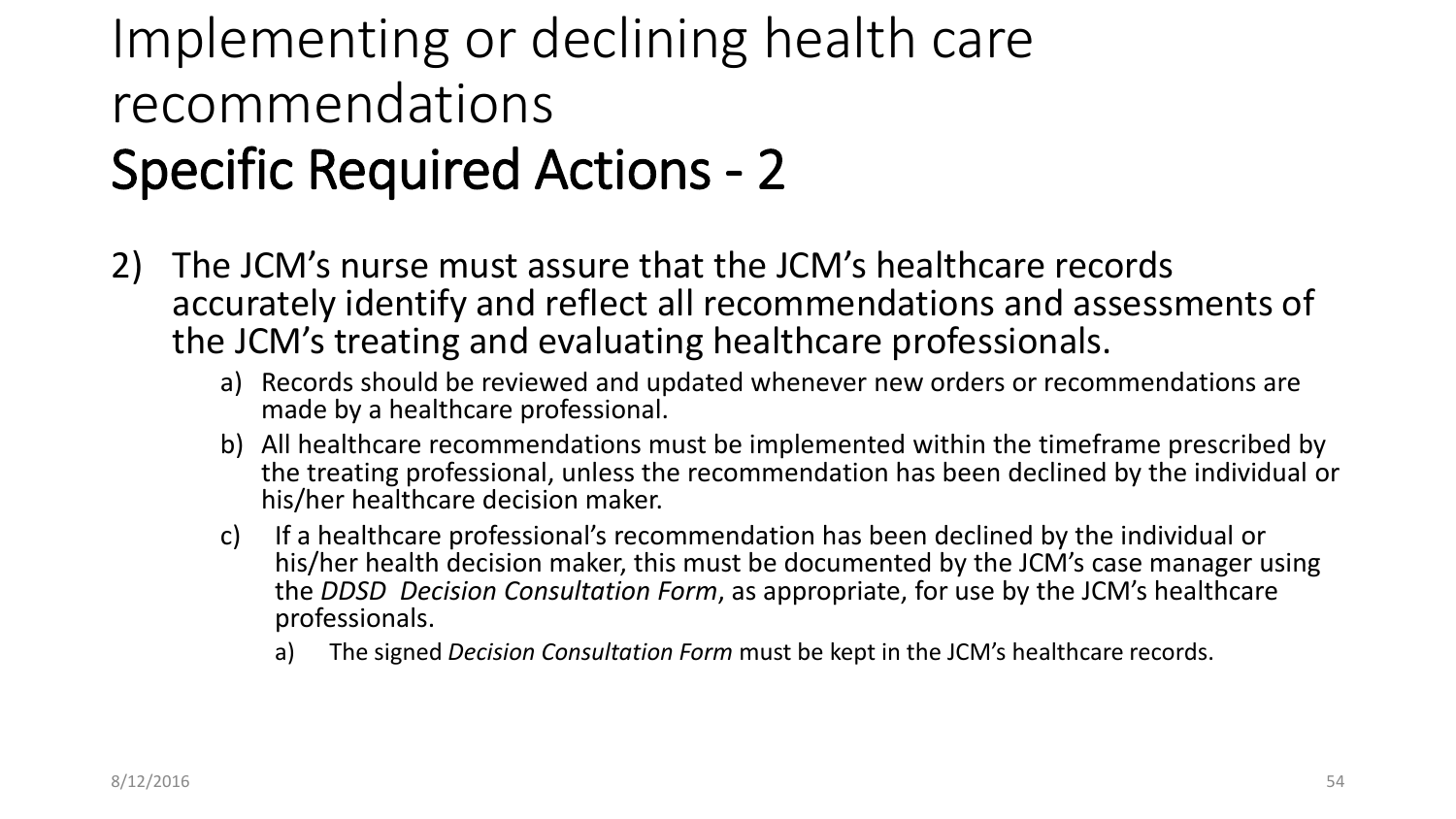# Implementing or declining health care recommendations

## Specific Required Actions - 2

2) The JCM's nurse must assure that the JCM's healthcare records accurately identify and reflect all recommendations and assessments of the JCM's treating and evaluating healthcare professionals.
   a) Records should be reviewed and updated whenever new orders or recommendations are made by a healthcare professional.
   b) All healthcare recommendations must be implemented within the timeframe prescribed by the treating professional, unless the recommendation has been declined by the individual or his/her healthcare decision maker.
   c) If a healthcare professional's recommendation has been declined by the individual or his/her health decision maker, this must be documented by the JCM's case manager using the *DDSD Decision Consultation Form*, as appropriate, for use by the JCM's healthcare professionals.
      a) The signed *Decision Consultation Form* must be kept in the JCM's healthcare records.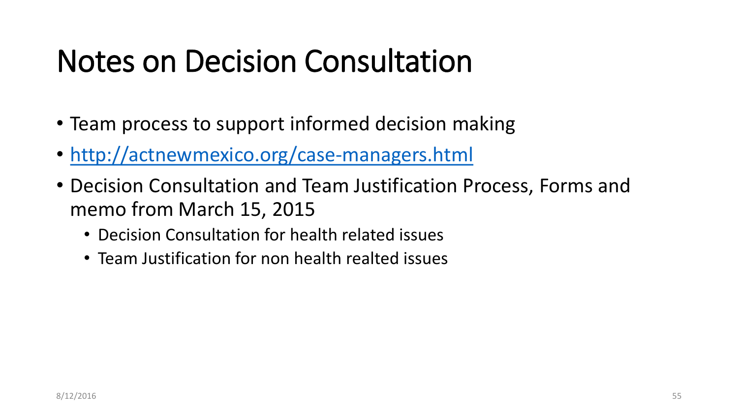# Notes on Decision Consultation

- Team process to support informed decision making
- [http://actnewmexico.org/case-managers.html](http://actnewmexico.org/case-managers.html)
- Decision Consultation and Team Justification Process, Forms and memo from March 15, 2015
  - Decision Consultation for health related issues
  - Team Justification for non health realted issues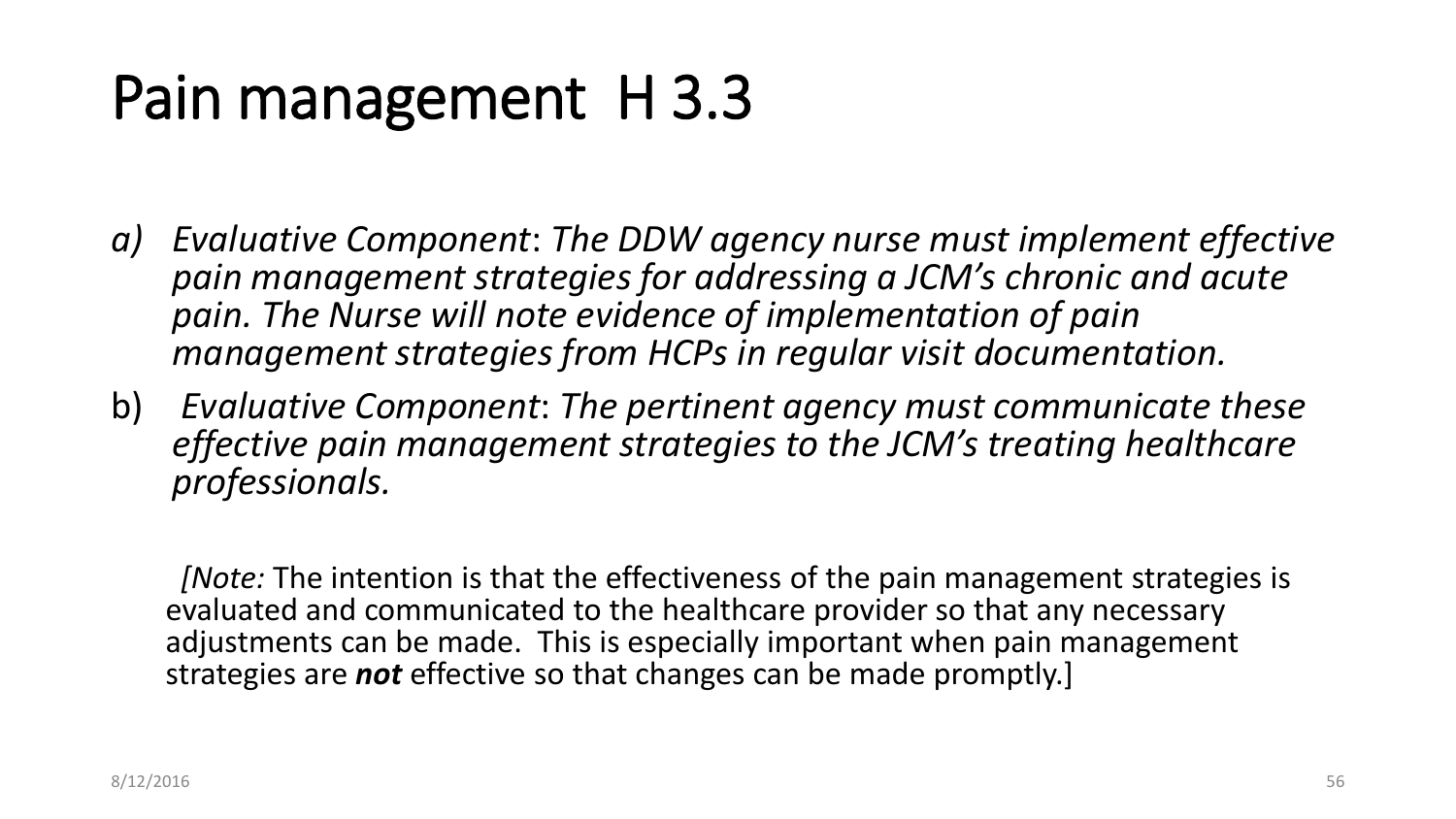# Pain management H 3.3

a) *Evaluative Component*: *The DDW agency nurse must implement effective pain management strategies for addressing a JCM's chronic and acute pain. The Nurse will note evidence of implementation of pain management strategies from HCPs in regular visit documentation.*

b) *Evaluative Component*: *The pertinent agency must communicate these effective pain management strategies to the JCM's treating healthcare professionals.*

[*Note:* The intention is that the effectiveness of the pain management strategies is evaluated and communicated to the healthcare provider so that any necessary adjustments can be made. This is especially important when pain management strategies are ***not*** effective so that changes can be made promptly.]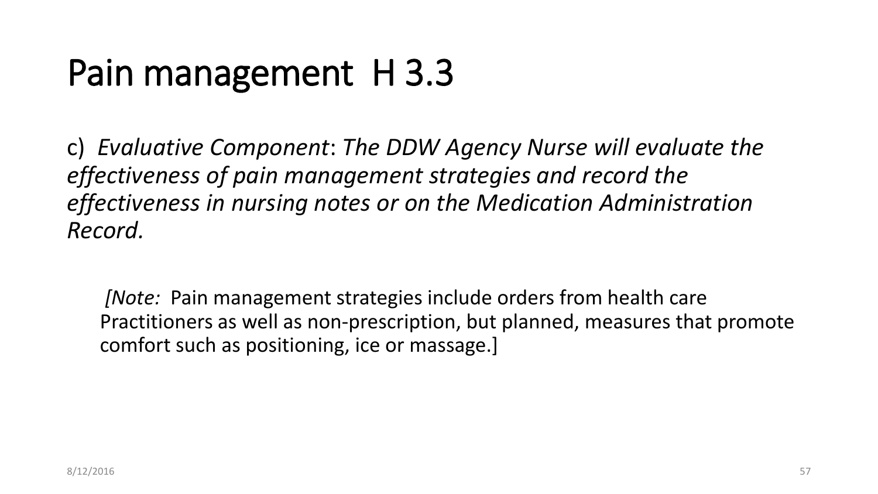# Pain management H 3.3

c) *Evaluative Component*: *The DDW Agency Nurse will evaluate the effectiveness of pain management strategies and record the effectiveness in nursing notes or on the Medication Administration Record.*

> *[Note:* Pain management strategies include orders from health care Practitioners as well as non-prescription, but planned, measures that promote comfort such as positioning, ice or massage.]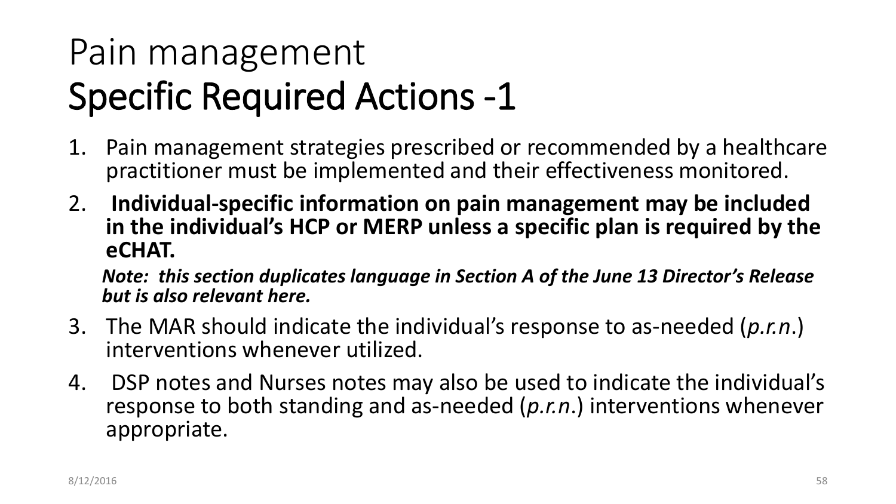# Pain management
# Specific Required Actions -1

1. Pain management strategies prescribed or recommended by a healthcare practitioner must be implemented and their effectiveness monitored.
2. **Individual-specific information on pain management may be included in the individual's HCP or MERP unless a specific plan is required by the eCHAT.**

   ***Note: this section duplicates language in Section A of the June 13 Director's Release but is also relevant here.***

3. The MAR should indicate the individual's response to as-needed (*p.r.n*.) interventions whenever utilized.
4. DSP notes and Nurses notes may also be used to indicate the individual's response to both standing and as-needed (*p.r.n*.) interventions whenever appropriate.

8/12/2016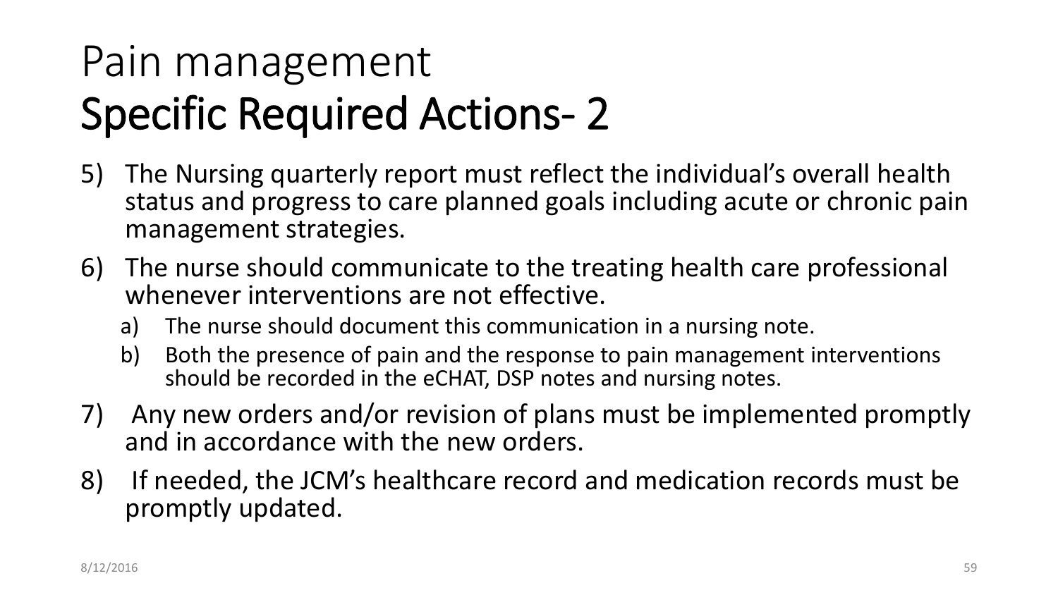# Pain management
# Specific Required Actions- 2

5) The Nursing quarterly report must reflect the individual's overall health status and progress to care planned goals including acute or chronic pain management strategies.
6) The nurse should communicate to the treating health care professional whenever interventions are not effective.
   a) The nurse should document this communication in a nursing note.
   b) Both the presence of pain and the response to pain management interventions should be recorded in the eCHAT, DSP notes and nursing notes.
7) Any new orders and/or revision of plans must be implemented promptly and in accordance with the new orders.
8) If needed, the JCM's healthcare record and medication records must be promptly updated.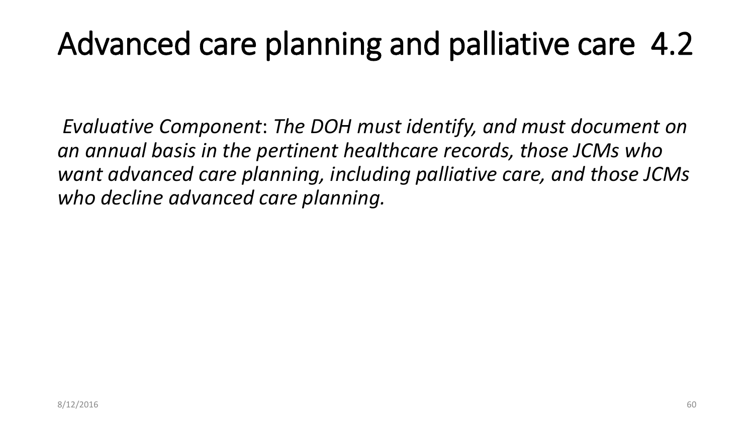# Advanced care planning and palliative care 4.2

*Evaluative Component*: *The DOH must identify, and must document on an annual basis in the pertinent healthcare records, those JCMs who want advanced care planning, including palliative care, and those JCMs who decline advanced care planning.*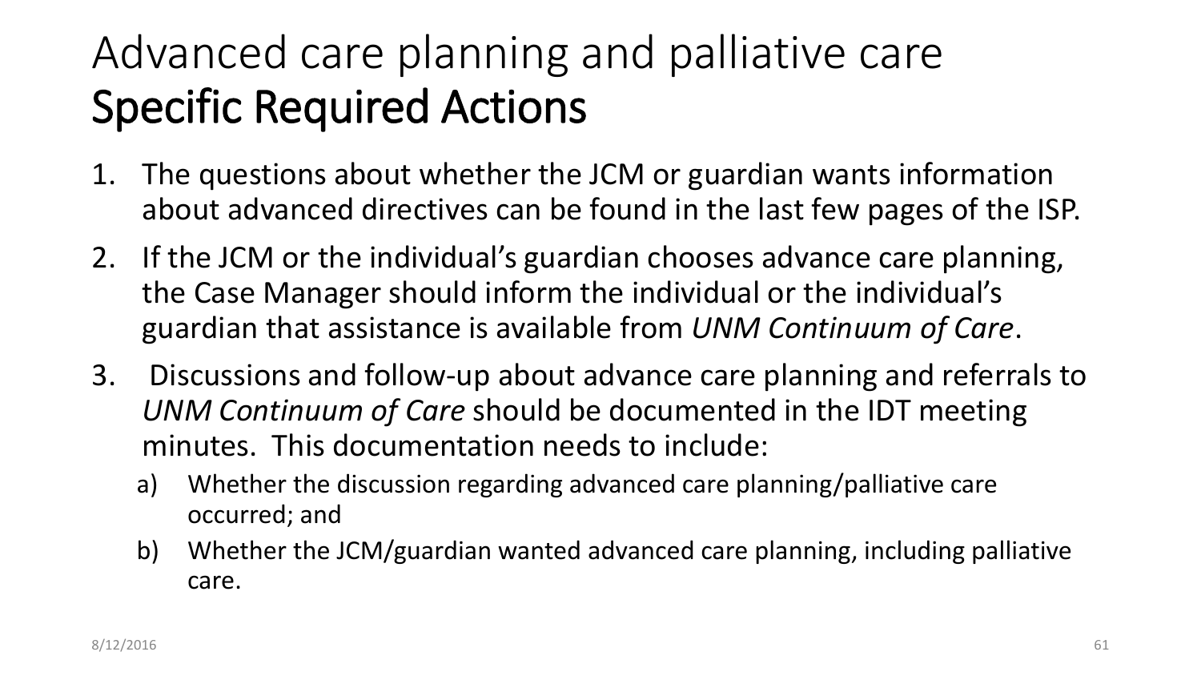# Advanced care planning and palliative care
## Specific Required Actions

1. The questions about whether the JCM or guardian wants information about advanced directives can be found in the last few pages of the ISP.
2. If the JCM or the individual's guardian chooses advance care planning, the Case Manager should inform the individual or the individual's guardian that assistance is available from *UNM Continuum of Care*.
3. Discussions and follow-up about advance care planning and referrals to *UNM Continuum of Care* should be documented in the IDT meeting minutes. This documentation needs to include:
   a) Whether the discussion regarding advanced care planning/palliative care occurred; and
   b) Whether the JCM/guardian wanted advanced care planning, including palliative care.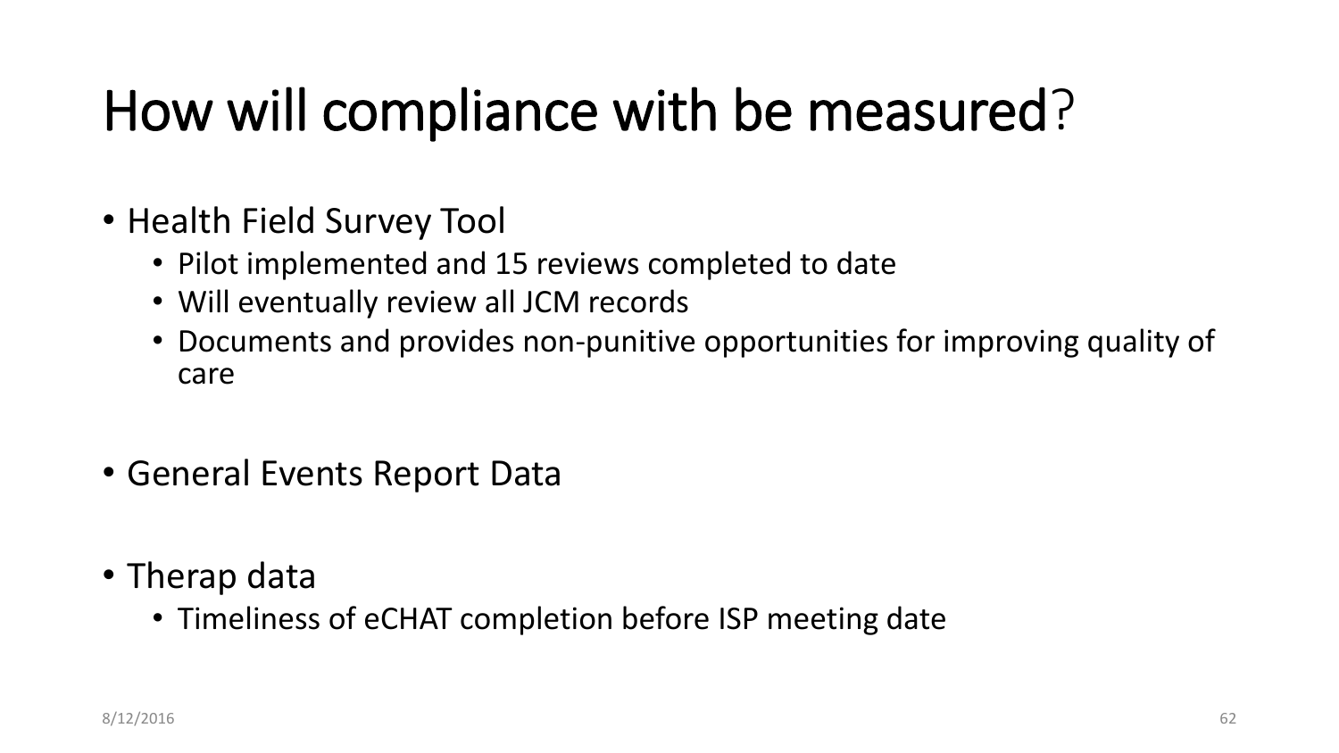# How will compliance with be measured?

- Health Field Survey Tool
  - Pilot implemented and 15 reviews completed to date
  - Will eventually review all JCM records
  - Documents and provides non-punitive opportunities for improving quality of care

- General Events Report Data

- Therap data
  - Timeliness of eCHAT completion before ISP meeting date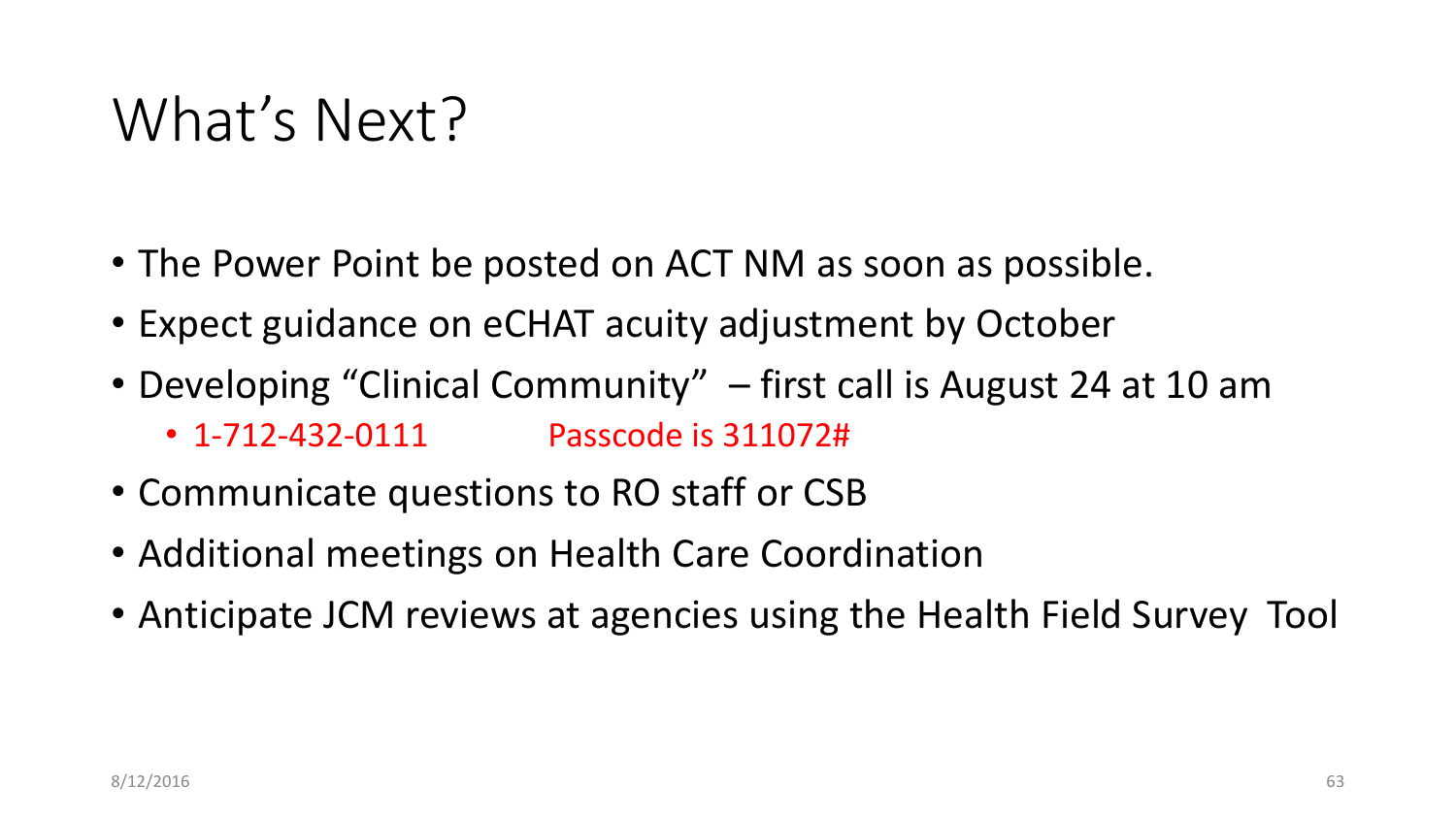# What's Next?

- The Power Point be posted on ACT NM as soon as possible.
- Expect guidance on eCHAT acuity adjustment by October
- Developing "Clinical Community" – first call is August 24 at 10 am
  - 1-712-432-0111 Passcode is 311072#
- Communicate questions to RO staff or CSB
- Additional meetings on Health Care Coordination
- Anticipate JCM reviews at agencies using the Health Field Survey Tool

8/12/2016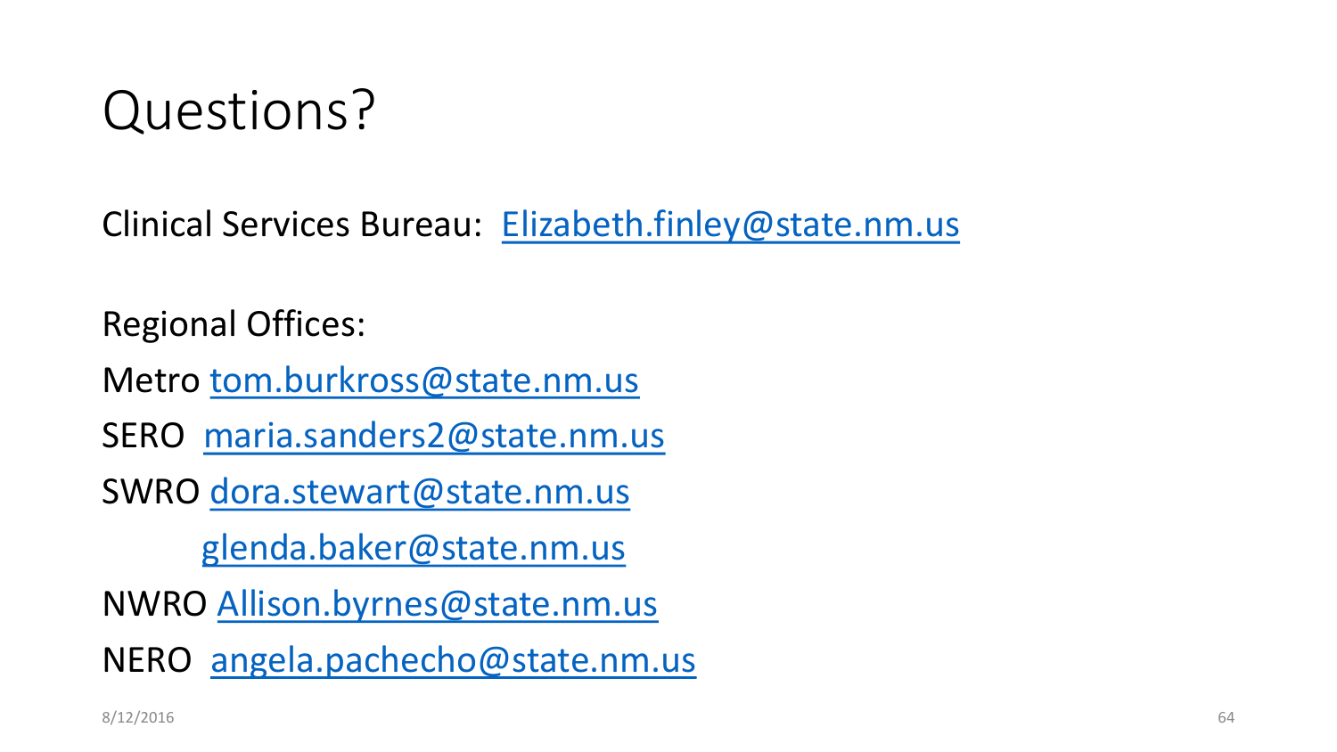# Questions?

Clinical Services Bureau: Elizabeth.finley@state.nm.us

Regional Offices:

Metro tom.burkross@state.nm.us

SERO maria.sanders2@state.nm.us

SWRO dora.stewart@state.nm.us

glenda.baker@state.nm.us

NWRO Allison.byrnes@state.nm.us

NERO angela.pachecho@state.nm.us

8/12/2016